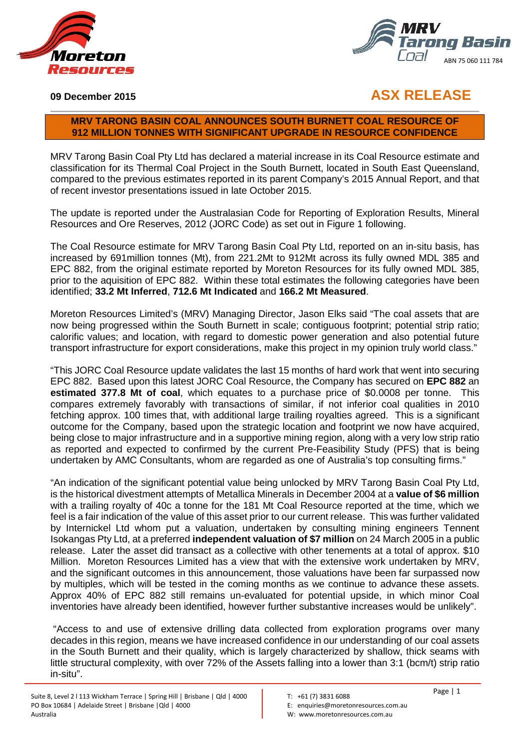**09 December 2015**

# ASX RELEASE

**MRV TARONG BASIN COAL ANNOUNCES SOUTH BURNETT COAL RESOURCE OF 912 MILLION TONNES WITH SIGNIFICANT UPGRADE IN RESOURCE CONFIDENCE**

MRV Tarong Basin Coal Pty Ltd has declared a material increase in its Coal Resource estimate and classification for its Thermal Coal Project in the South Burnett, located in South East Queensland, compared to the previous estimates reported in its parent Company's 2015 Annual Report, and that of recent investor presentations issued in late October 2015.

The update is reported under the Australasian Code for Reporting of Exploration Results, Mineral Resources and Ore Reserves, 2012 (JORC Code) as set out in Figure 1 following.

The Coal Resource estimate for MRV Tarong Basin Coal Pty Ltd, reported on an in-situ basis, has increased by 691million tonnes (Mt), from 221.2Mt to 912Mt across its fully owned MDL 385 and EPC 882, from the original estimate reported by Moreton Resources for its fully owned MDL 385, prior to the aquisition of EPC 882. Within these total estimates the following categories have been identified; **33.2 Mt Inferred**, **712.6 Mt Indicated** and **166.2 Mt Measured**.

Moreton Resources Limited's (MRV) Managing Director, Jason Elks said "The coal assets that are now being progressed within the South Burnett in scale; contiguous footprint; potential strip ratio; calorific values; and location, with regard to domestic power generation and also potential future transport infrastructure for export considerations, make this project in my opinion truly world class."

"This JORC Coal Resource update validates the last 15 months of hard work that went into securing EPC 882. Based upon this latest JORC Coal Resource, the Company has secured on **EPC 882** an **estimated 377.8 Mt of coal**, which equates to a purchase price of $0.0008 per tonne. This compares extremely favorably with transactions of similar, if not inferior coal qualities in 2010 fetching approx. 100 times that, with additional large trailing royalties agreed. This is a significant outcome for the Company, based upon the strategic location and footprint we now have acquired, being close to major infrastructure and in a supportive mining region, along with a very low strip ratio as reported and expected to confirmed by the current Pre-Feasibility Study (PFS) that is being undertaken by AMC Consultants, whom are regarded as one of Australia's top consulting firms."

"An indication of the significant potential value being unlocked by MRV Tarong Basin Coal Pty Ltd, is the historical divestment attempts of Metallica Minerals in December 2004 at a **value of $6 million** with a trailing royalty of 40c a tonne for the 181 Mt Coal Resource reported at the time, which we feel is a fair indication of the value of this asset prior to our current release. This was further validated by Internickel Ltd whom put a valuation, undertaken by consulting mining engineers Tennent Isokangas Pty Ltd, at a preferred **independent valuation of $7 million** on 24 March 2005 in a public release. Later the asset did transact as a collective with other tenements at a total of approx. $10 Million. Moreton Resources Limited has a view that with the extensive work undertaken by MRV, and the significant outcomes in this announcement, those valuations have been far surpassed now by multiples, which will be tested in the coming months as we continue to advance these assets. Approx 40% of EPC 882 still remains un-evaluated for potential upside, in which minor Coal inventories have already been identified, however further substantive increases would be unlikely".

"Access to and use of extensive drilling data collected from exploration programs over many decades in this region, means we have increased confidence in our understanding of our coal assets in the South Burnett and their quality, which is largely characterized by shallow, thick seams with little structural complexity, with over 72% of the Assets falling into a lower than 3:1 (bcm/t) strip ratio in-situ".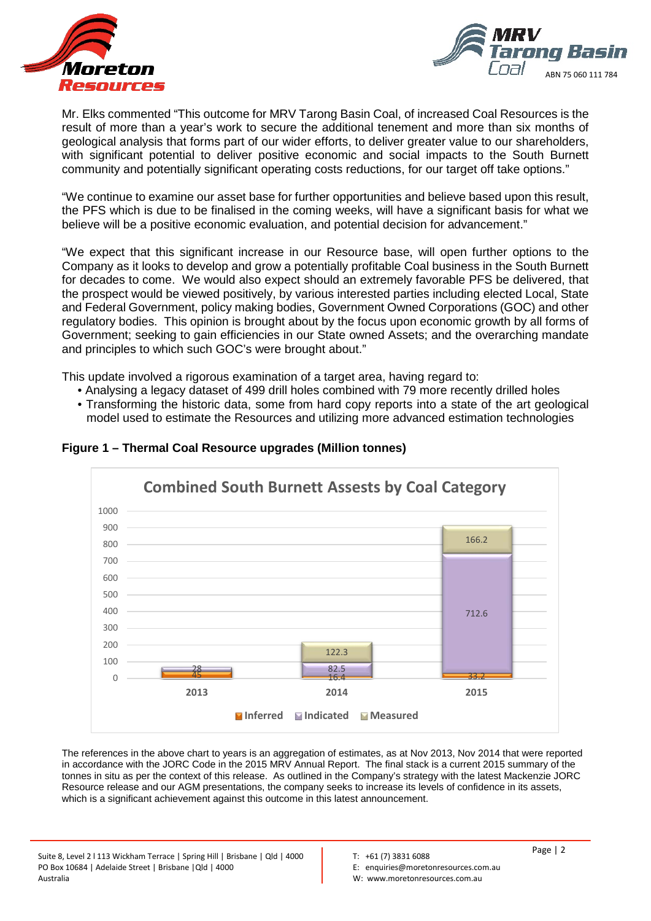Mr. Elks commented "This outcome for MRV Tarong Basin Coal, of increased Coal Resources is the result of more than a year's work to secure the additional tenement and more than six months of geological analysis that forms part of our wider efforts, to deliver greater value to our shareholders, with significant potential to deliver positive economic and social impacts to the South Burnett community and potentially significant operating costs reductions, for our target off take options."

"We continue to examine our asset base for further opportunities and believe based upon this result, the PFS which is due to be finalised in the coming weeks, will have a significant basis for what we believe will be a positive economic evaluation, and potential decision for advancement."

"We expect that this significant increase in our Resource base, will open further options to the Company as it looks to develop and grow a potentially profitable Coal business in the South Burnett for decades to come. We would also expect should an extremely favorable PFS be delivered, that the prospect would be viewed positively, by various interested parties including elected Local, State and Federal Government, policy making bodies, Government Owned Corporations (GOC) and other regulatory bodies. This opinion is brought about by the focus upon economic growth by all forms of Government; seeking to gain efficiencies in our State owned Assets; and the overarching mandate and principles to which such GOC's were brought about."

This update involved a rigorous examination of a target area, having regard to:

- Analysing a legacy dataset of 499 drill holes combined with 79 more recently drilled holes
- Transforming the historic data, some from hard copy reports into a state of the art geological model used to estimate the Resources and utilizing more advanced estimation technologies

**Figure 1 – Thermal Coal Resource upgrades (Million tonnes)**

Combined South Burnett Assests by Coal Category

0
100
200
300
400
500
600
700
800
900
1000

2013: 45, 28
2014: 16.4, 82.5, 122.3
2015: 33.2, 712.6, 166.2

Inferred
Indicated
Measured

The references in the above chart to years is an aggregation of estimates, as at Nov 2013, Nov 2014 that were reported in accordance with the JORC Code in the 2015 MRV Annual Report. The final stack is a current 2015 summary of the tonnes in situ as per the context of this release. As outlined in the Company's strategy with the latest Mackenzie JORC Resource release and our AGM presentations, the company seeks to increase its levels of confidence in its assets, which is a significant achievement against this outcome in this latest announcement.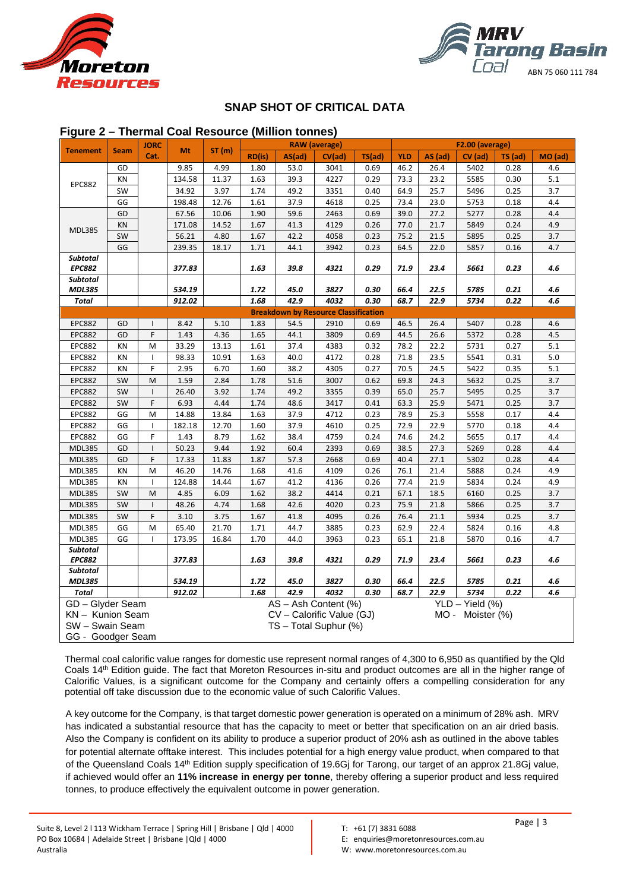## SNAP SHOT OF CRITICAL DATA

### Figure 2 – Thermal Coal Resource (Million tonnes)

| Tenement | Seam | JORC Cat. | Mt | ST (m) | RAW (average) | | | | F2.00 (average) | | | | |
|---|---|---|---|---|---|---|---|---|---|---|---|---|---|
| | | | | | RD(is) | AS(ad) | CV(ad) | TS(ad) | YLD | AS (ad) | CV (ad) | TS (ad) | MO (ad) |
| EPC882 | GD | | 9.85 | 4.99 | 1.80 | 53.0 | 3041 | 0.69 | 46.2 | 26.4 | 5402 | 0.28 | 4.6 |
| | KN | | 134.58 | 11.37 | 1.63 | 39.3 | 4227 | 0.29 | 73.3 | 23.2 | 5585 | 0.30 | 5.1 |
| | SW | | 34.92 | 3.97 | 1.74 | 49.2 | 3351 | 0.40 | 64.9 | 25.7 | 5496 | 0.25 | 3.7 |
| | GG | | 198.48 | 12.76 | 1.61 | 37.9 | 4618 | 0.25 | 73.4 | 23.0 | 5753 | 0.18 | 4.4 |
| MDL385 | GD | | 67.56 | 10.06 | 1.90 | 59.6 | 2463 | 0.69 | 39.0 | 27.2 | 5277 | 0.28 | 4.4 |
| | KN | | 171.08 | 14.52 | 1.67 | 41.3 | 4129 | 0.26 | 77.0 | 21.7 | 5849 | 0.24 | 4.9 |
| | SW | | 56.21 | 4.80 | 1.67 | 42.2 | 4058 | 0.23 | 75.2 | 21.5 | 5895 | 0.25 | 3.7 |
| | GG | | 239.35 | 18.17 | 1.71 | 44.1 | 3942 | 0.23 | 64.5 | 22.0 | 5857 | 0.16 | 4.7 |
| ***Subtotal EPC882*** | | | ***377.83*** | | ***1.63*** | ***39.8*** | ***4321*** | ***0.29*** | ***71.9*** | ***23.4*** | ***5661*** | ***0.23*** | ***4.6*** |
| ***Subtotal MDL385*** | | | ***534.19*** | | ***1.72*** | ***45.0*** | ***3827*** | ***0.30*** | ***66.4*** | ***22.5*** | ***5785*** | ***0.21*** | ***4.6*** |
| ***Total*** | | | ***912.02*** | | ***1.68*** | ***42.9*** | ***4032*** | ***0.30*** | ***68.7*** | ***22.9*** | ***5734*** | ***0.22*** | ***4.6*** |
| **Breakdown by Resource Classification** | | | | | | | | | | | | | |
| EPC882 | GD | I | 8.42 | 5.10 | 1.83 | 54.5 | 2910 | 0.69 | 46.5 | 26.4 | 5407 | 0.28 | 4.6 |
| EPC882 | GD | F | 1.43 | 4.36 | 1.65 | 44.1 | 3809 | 0.69 | 44.5 | 26.6 | 5372 | 0.28 | 4.5 |
| EPC882 | KN | M | 33.29 | 13.13 | 1.61 | 37.4 | 4383 | 0.32 | 78.2 | 22.2 | 5731 | 0.27 | 5.1 |
| EPC882 | KN | I | 98.33 | 10.91 | 1.63 | 40.0 | 4172 | 0.28 | 71.8 | 23.5 | 5541 | 0.31 | 5.0 |
| EPC882 | KN | F | 2.95 | 6.70 | 1.60 | 38.2 | 4305 | 0.27 | 70.5 | 24.5 | 5422 | 0.35 | 5.1 |
| EPC882 | SW | M | 1.59 | 2.84 | 1.78 | 51.6 | 3007 | 0.62 | 69.8 | 24.3 | 5632 | 0.25 | 3.7 |
| EPC882 | SW | I | 26.40 | 3.92 | 1.74 | 49.2 | 3355 | 0.39 | 65.0 | 25.7 | 5495 | 0.25 | 3.7 |
| EPC882 | SW | F | 6.93 | 4.44 | 1.74 | 48.6 | 3417 | 0.41 | 63.3 | 25.9 | 5471 | 0.25 | 3.7 |
| EPC882 | GG | M | 14.88 | 13.84 | 1.63 | 37.9 | 4712 | 0.23 | 78.9 | 25.3 | 5558 | 0.17 | 4.4 |
| EPC882 | GG | I | 182.18 | 12.70 | 1.60 | 37.9 | 4610 | 0.25 | 72.9 | 22.9 | 5770 | 0.18 | 4.4 |
| EPC882 | GG | F | 1.43 | 8.79 | 1.62 | 38.4 | 4759 | 0.24 | 74.6 | 24.2 | 5655 | 0.17 | 4.4 |
| MDL385 | GD | I | 50.23 | 9.44 | 1.92 | 60.4 | 2393 | 0.69 | 38.5 | 27.3 | 5269 | 0.28 | 4.4 |
| MDL385 | GD | F | 17.33 | 11.83 | 1.87 | 57.3 | 2668 | 0.69 | 40.4 | 27.1 | 5302 | 0.28 | 4.4 |
| MDL385 | KN | M | 46.20 | 14.76 | 1.68 | 41.6 | 4109 | 0.26 | 76.1 | 21.4 | 5888 | 0.24 | 4.9 |
| MDL385 | KN | I | 124.88 | 14.44 | 1.67 | 41.2 | 4136 | 0.26 | 77.4 | 21.9 | 5834 | 0.24 | 4.9 |
| MDL385 | SW | M | 4.85 | 6.09 | 1.62 | 38.2 | 4414 | 0.21 | 67.1 | 18.5 | 6160 | 0.25 | 3.7 |
| MDL385 | SW | I | 48.26 | 4.74 | 1.68 | 42.6 | 4020 | 0.23 | 75.9 | 21.8 | 5866 | 0.25 | 3.7 |
| MDL385 | SW | F | 3.10 | 3.75 | 1.67 | 41.8 | 4095 | 0.26 | 76.4 | 21.1 | 5934 | 0.25 | 3.7 |
| MDL385 | GG | M | 65.40 | 21.70 | 1.71 | 44.7 | 3885 | 0.23 | 62.9 | 22.4 | 5824 | 0.16 | 4.8 |
| MDL385 | GG | I | 173.95 | 16.84 | 1.70 | 44.0 | 3963 | 0.23 | 65.1 | 21.8 | 5870 | 0.16 | 4.7 |
| ***Subtotal EPC882*** | | | ***377.83*** | | ***1.63*** | ***39.8*** | ***4321*** | ***0.29*** | ***71.9*** | ***23.4*** | ***5661*** | ***0.23*** | ***4.6*** |
| ***Subtotal MDL385*** | | | ***534.19*** | | ***1.72*** | ***45.0*** | ***3827*** | ***0.30*** | ***66.4*** | ***22.5*** | ***5785*** | ***0.21*** | ***4.6*** |
| ***Total*** | | | ***912.02*** | | ***1.68*** | ***42.9*** | ***4032*** | ***0.30*** | ***68.7*** | ***22.9*** | ***5734*** | ***0.22*** | ***4.6*** |

GD – Glyder Seam
KN – Kunion Seam
SW – Swain Seam
GG - Goodger Seam

AS – Ash Content (%)
CV – Calorific Value (GJ)
TS – Total Suphur (%)

YLD – Yield (%)
MO - Moister (%)

Thermal coal calorific value ranges for domestic use represent normal ranges of 4,300 to 6,950 as quantified by the Qld Coals 14th Edition guide. The fact that Moreton Resources in-situ and product outcomes are all in the higher range of Calorific Values, is a significant outcome for the Company and certainly offers a compelling consideration for any potential off take discussion due to the economic value of such Calorific Values.

A key outcome for the Company, is that target domestic power generation is operated on a minimum of 28% ash. MRV has indicated a substantial resource that has the capacity to meet or better that specification on an air dried basis. Also the Company is confident on its ability to produce a superior product of 20% ash as outlined in the above tables for potential alternate offtake interest. This includes potential for a high energy value product, when compared to that of the Queensland Coals 14th Edition supply specification of 19.6Gj for Tarong, our target of an approx 21.8Gj value, if achieved would offer an **11% increase in energy per tonne**, thereby offering a superior product and less required tonnes, to produce effectively the equivalent outcome in power generation.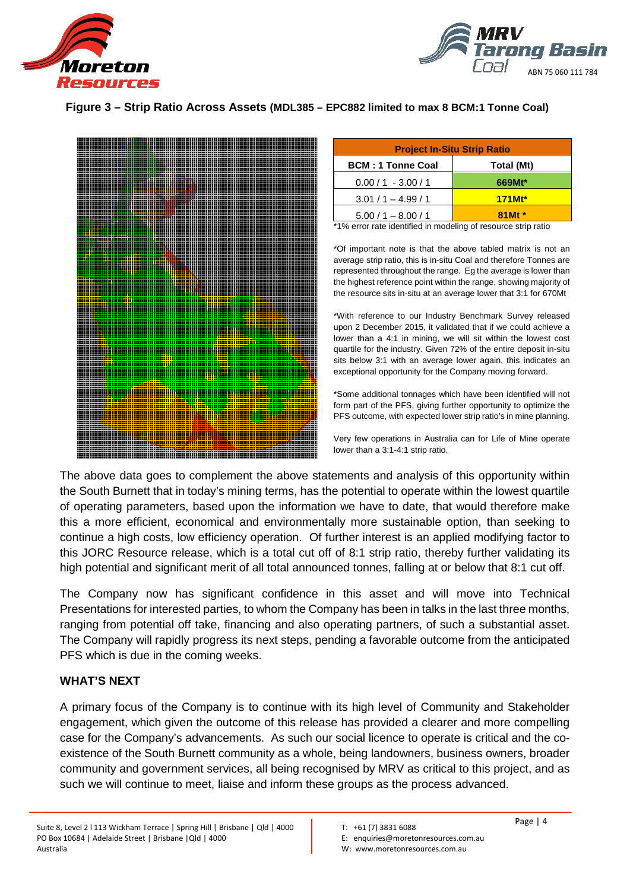**Figure 3 – Strip Ratio Across Assets (MDL385 – EPC882 limited to max 8 BCM:1 Tonne Coal)**

| Project In-Situ Strip Ratio | |
|---|---|
| **BCM : 1 Tonne Coal** | **Total (Mt)** |
| 0.00 / 1 - 3.00 / 1 | **669Mt*** |
| 3.01 / 1 – 4.99 / 1 | **171Mt*** |
| 5.00 / 1 – 8.00 / 1 | **81Mt *** |

*1% error rate identified in modeling of resource strip ratio

*Of important note is that the above tabled matrix is not an average strip ratio, this is in-situ Coal and therefore Tonnes are represented throughout the range. Eg the average is lower than the highest reference point within the range, showing majority of the resource sits in-situ at an average lower that 3:1 for 670Mt

*With reference to our Industry Benchmark Survey released upon 2 December 2015, it validated that if we could achieve a lower than a 4:1 in mining, we will sit within the lowest cost quartile for the industry. Given 72% of the entire deposit in-situ sits below 3:1 with an average lower again, this indicates an exceptional opportunity for the Company moving forward.

*Some additional tonnages which have been identified will not form part of the PFS, giving further opportunity to optimize the PFS outcome, with expected lower strip ratio's in mine planning.

Very few operations in Australia can for Life of Mine operate lower than a 3:1-4:1 strip ratio.

The above data goes to complement the above statements and analysis of this opportunity within the South Burnett that in today's mining terms, has the potential to operate within the lowest quartile of operating parameters, based upon the information we have to date, that would therefore make this a more efficient, economical and environmentally more sustainable option, than seeking to continue a high costs, low efficiency operation. Of further interest is an applied modifying factor to this JORC Resource release, which is a total cut off of 8:1 strip ratio, thereby further validating its high potential and significant merit of all total announced tonnes, falling at or below that 8:1 cut off.

The Company now has significant confidence in this asset and will move into Technical Presentations for interested parties, to whom the Company has been in talks in the last three months, ranging from potential off take, financing and also operating partners, of such a substantial asset. The Company will rapidly progress its next steps, pending a favorable outcome from the anticipated PFS which is due in the coming weeks.

**WHAT'S NEXT**

A primary focus of the Company is to continue with its high level of Community and Stakeholder engagement, which given the outcome of this release has provided a clearer and more compelling case for the Company's advancements. As such our social licence to operate is critical and the co-existence of the South Burnett community as a whole, being landowners, business owners, broader community and government services, all being recognised by MRV as critical to this project, and as such we will continue to meet, liaise and inform these groups as the process advanced.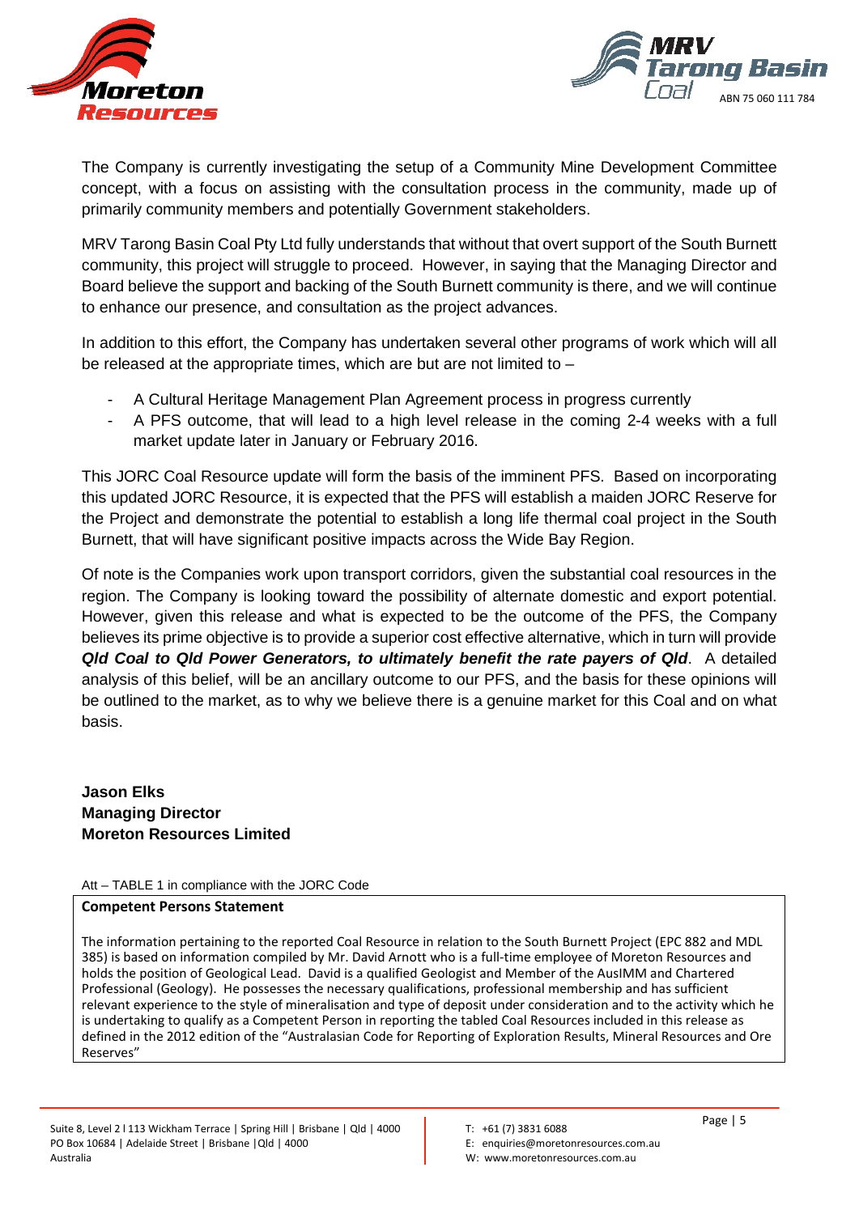The Company is currently investigating the setup of a Community Mine Development Committee concept, with a focus on assisting with the consultation process in the community, made up of primarily community members and potentially Government stakeholders.

MRV Tarong Basin Coal Pty Ltd fully understands that without that overt support of the South Burnett community, this project will struggle to proceed. However, in saying that the Managing Director and Board believe the support and backing of the South Burnett community is there, and we will continue to enhance our presence, and consultation as the project advances.

In addition to this effort, the Company has undertaken several other programs of work which will all be released at the appropriate times, which are but are not limited to –

- A Cultural Heritage Management Plan Agreement process in progress currently
- A PFS outcome, that will lead to a high level release in the coming 2-4 weeks with a full market update later in January or February 2016.

This JORC Coal Resource update will form the basis of the imminent PFS. Based on incorporating this updated JORC Resource, it is expected that the PFS will establish a maiden JORC Reserve for the Project and demonstrate the potential to establish a long life thermal coal project in the South Burnett, that will have significant positive impacts across the Wide Bay Region.

Of note is the Companies work upon transport corridors, given the substantial coal resources in the region. The Company is looking toward the possibility of alternate domestic and export potential. However, given this release and what is expected to be the outcome of the PFS, the Company believes its prime objective is to provide a superior cost effective alternative, which in turn will provide ***Qld Coal to Qld Power Generators, to ultimately benefit the rate payers of Qld***. A detailed analysis of this belief, will be an ancillary outcome to our PFS, and the basis for these opinions will be outlined to the market, as to why we believe there is a genuine market for this Coal and on what basis.

**Jason Elks**
**Managing Director**
**Moreton Resources Limited**

Att – TABLE 1 in compliance with the JORC Code

**Competent Persons Statement**

The information pertaining to the reported Coal Resource in relation to the South Burnett Project (EPC 882 and MDL 385) is based on information compiled by Mr. David Arnott who is a full-time employee of Moreton Resources and holds the position of Geological Lead. David is a qualified Geologist and Member of the AusIMM and Chartered Professional (Geology). He possesses the necessary qualifications, professional membership and has sufficient relevant experience to the style of mineralisation and type of deposit under consideration and to the activity which he is undertaking to qualify as a Competent Person in reporting the tabled Coal Resources included in this release as defined in the 2012 edition of the "Australasian Code for Reporting of Exploration Results, Mineral Resources and Ore Reserves"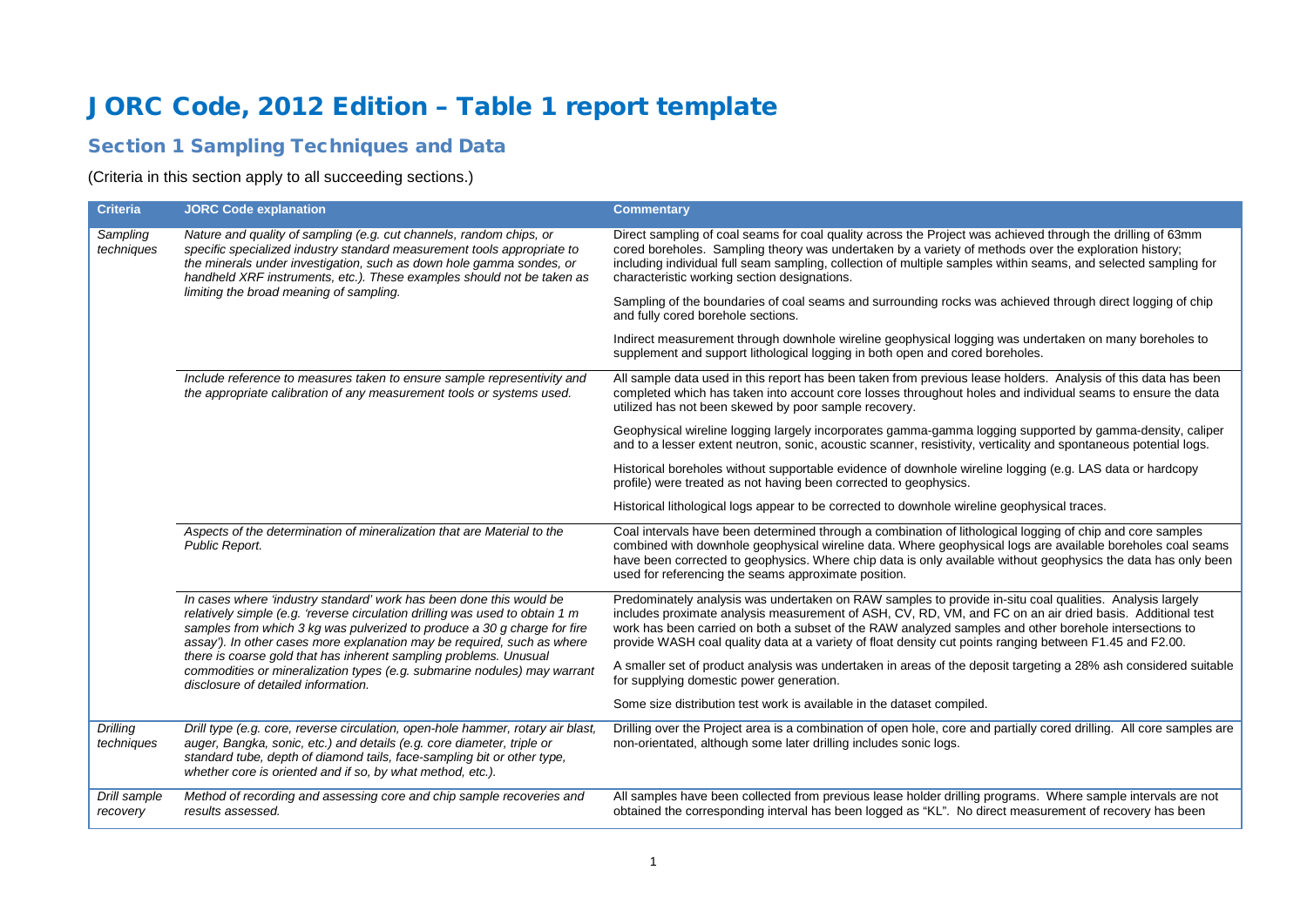# JORC Code, 2012 Edition – Table 1 report template

## Section 1 Sampling Techniques and Data

(Criteria in this section apply to all succeeding sections.)

| Criteria | JORC Code explanation | Commentary |
|---|---|---|
| *Sampling techniques* | *Nature and quality of sampling (e.g. cut channels, random chips, or specific specialized industry standard measurement tools appropriate to the minerals under investigation, such as down hole gamma sondes, or handheld XRF instruments, etc.). These examples should not be taken as limiting the broad meaning of sampling.* | Direct sampling of coal seams for coal quality across the Project was achieved through the drilling of 63mm cored boreholes. Sampling theory was undertaken by a variety of methods over the exploration history; including individual full seam sampling, collection of multiple samples within seams, and selected sampling for characteristic working section designations.<br><br>Sampling of the boundaries of coal seams and surrounding rocks was achieved through direct logging of chip and fully cored borehole sections.<br><br>Indirect measurement through downhole wireline geophysical logging was undertaken on many boreholes to supplement and support lithological logging in both open and cored boreholes. |
| | *Include reference to measures taken to ensure sample representivity and the appropriate calibration of any measurement tools or systems used.* | All sample data used in this report has been taken from previous lease holders. Analysis of this data has been completed which has taken into account core losses throughout holes and individual seams to ensure the data utilized has not been skewed by poor sample recovery.<br><br>Geophysical wireline logging largely incorporates gamma-gamma logging supported by gamma-density, caliper and to a lesser extent neutron, sonic, acoustic scanner, resistivity, verticality and spontaneous potential logs.<br><br>Historical boreholes without supportable evidence of downhole wireline logging (e.g. LAS data or hardcopy profile) were treated as not having been corrected to geophysics.<br><br>Historical lithological logs appear to be corrected to downhole wireline geophysical traces. |
| | *Aspects of the determination of mineralization that are Material to the Public Report.* | Coal intervals have been determined through a combination of lithological logging of chip and core samples combined with downhole geophysical wireline data. Where geophysical logs are available boreholes coal seams have been corrected to geophysics. Where chip data is only available without geophysics the data has only been used for referencing the seams approximate position. |
| | *In cases where 'industry standard' work has been done this would be relatively simple (e.g. 'reverse circulation drilling was used to obtain 1 m samples from which 3 kg was pulverized to produce a 30 g charge for fire assay'). In other cases more explanation may be required, such as where there is coarse gold that has inherent sampling problems. Unusual commodities or mineralization types (e.g. submarine nodules) may warrant disclosure of detailed information.* | Predominately analysis was undertaken on RAW samples to provide in-situ coal qualities. Analysis largely includes proximate analysis measurement of ASH, CV, RD, VM, and FC on an air dried basis. Additional test work has been carried on both a subset of the RAW analyzed samples and other borehole intersections to provide WASH coal quality data at a variety of float density cut points ranging between F1.45 and F2.00.<br><br>A smaller set of product analysis was undertaken in areas of the deposit targeting a 28% ash considered suitable for supplying domestic power generation.<br><br>Some size distribution test work is available in the dataset compiled. |
| *Drilling techniques* | *Drill type (e.g. core, reverse circulation, open-hole hammer, rotary air blast, auger, Bangka, sonic, etc.) and details (e.g. core diameter, triple or standard tube, depth of diamond tails, face-sampling bit or other type, whether core is oriented and if so, by what method, etc.).* | Drilling over the Project area is a combination of open hole, core and partially cored drilling. All core samples are non-orientated, although some later drilling includes sonic logs. |
| *Drill sample recovery* | *Method of recording and assessing core and chip sample recoveries and results assessed.* | All samples have been collected from previous lease holder drilling programs. Where sample intervals are not obtained the corresponding interval has been logged as "KL". No direct measurement of recovery has been |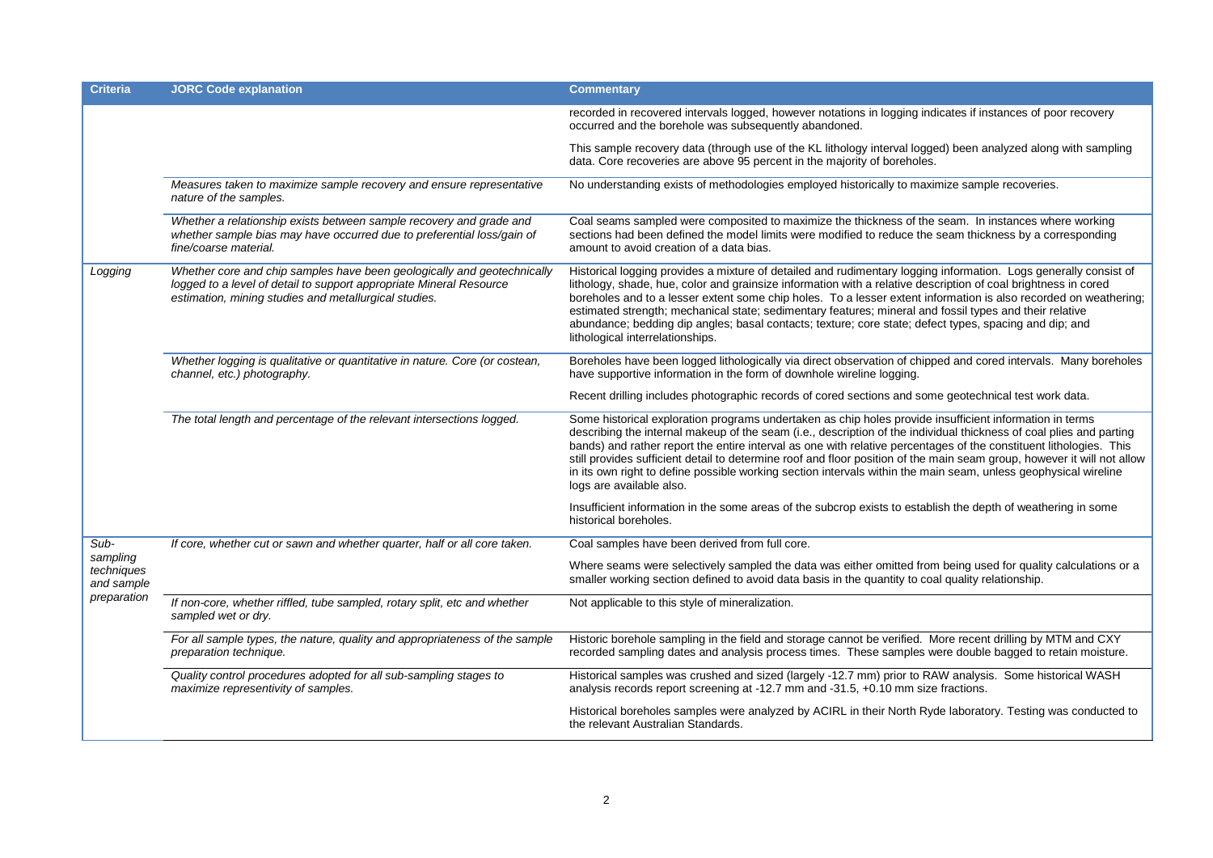| Criteria | JORC Code explanation | Commentary |
| --- | --- | --- |
| | | recorded in recovered intervals logged, however notations in logging indicates if instances of poor recovery occurred and the borehole was subsequently abandoned. |
| | | This sample recovery data (through use of the KL lithology interval logged) been analyzed along with sampling data. Core recoveries are above 95 percent in the majority of boreholes. |
| | *Measures taken to maximize sample recovery and ensure representative nature of the samples.* | No understanding exists of methodologies employed historically to maximize sample recoveries. |
| | *Whether a relationship exists between sample recovery and grade and whether sample bias may have occurred due to preferential loss/gain of fine/coarse material.* | Coal seams sampled were composited to maximize the thickness of the seam. In instances where working sections had been defined the model limits were modified to reduce the seam thickness by a corresponding amount to avoid creation of a data bias. |
| *Logging* | *Whether core and chip samples have been geologically and geotechnically logged to a level of detail to support appropriate Mineral Resource estimation, mining studies and metallurgical studies.* | Historical logging provides a mixture of detailed and rudimentary logging information. Logs generally consist of lithology, shade, hue, color and grainsize information with a relative description of coal brightness in cored boreholes and to a lesser extent some chip holes. To a lesser extent information is also recorded on weathering; estimated strength; mechanical state; sedimentary features; mineral and fossil types and their relative abundance; bedding dip angles; basal contacts; texture; core state; defect types, spacing and dip; and lithological interrelationships. |
| | *Whether logging is qualitative or quantitative in nature. Core (or costean, channel, etc.) photography.* | Boreholes have been logged lithologically via direct observation of chipped and cored intervals. Many boreholes have supportive information in the form of downhole wireline logging. |
| | | Recent drilling includes photographic records of cored sections and some geotechnical test work data. |
| | *The total length and percentage of the relevant intersections logged.* | Some historical exploration programs undertaken as chip holes provide insufficient information in terms describing the internal makeup of the seam (i.e., description of the individual thickness of coal plies and parting bands) and rather report the entire interval as one with relative percentages of the constituent lithologies. This still provides sufficient detail to determine roof and floor position of the main seam group, however it will not allow in its own right to define possible working section intervals within the main seam, unless geophysical wireline logs are available also. |
| | | Insufficient information in the some areas of the subcrop exists to establish the depth of weathering in some historical boreholes. |
| *Sub-sampling techniques and sample preparation* | *If core, whether cut or sawn and whether quarter, half or all core taken.* | Coal samples have been derived from full core. |
| | | Where seams were selectively sampled the data was either omitted from being used for quality calculations or a smaller working section defined to avoid data basis in the quantity to coal quality relationship. |
| | *If non-core, whether riffled, tube sampled, rotary split, etc and whether sampled wet or dry.* | Not applicable to this style of mineralization. |
| | *For all sample types, the nature, quality and appropriateness of the sample preparation technique.* | Historic borehole sampling in the field and storage cannot be verified. More recent drilling by MTM and CXY recorded sampling dates and analysis process times. These samples were double bagged to retain moisture. |
| | *Quality control procedures adopted for all sub-sampling stages to maximize representivity of samples.* | Historical samples was crushed and sized (largely -12.7 mm) prior to RAW analysis. Some historical WASH analysis records report screening at -12.7 mm and -31.5, +0.10 mm size fractions. |
| | | Historical boreholes samples were analyzed by ACIRL in their North Ryde laboratory. Testing was conducted to the relevant Australian Standards. |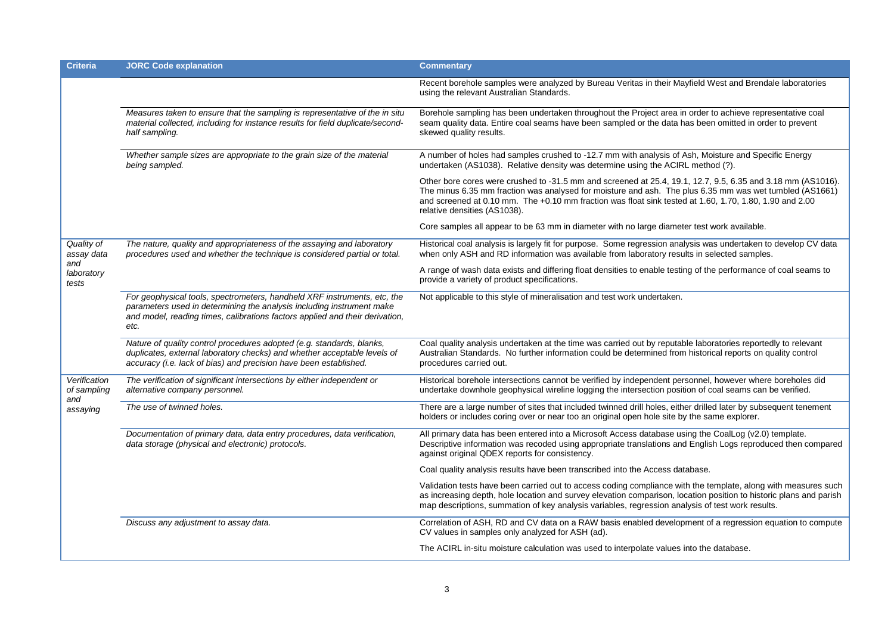| Criteria | JORC Code explanation | Commentary |
| --- | --- | --- |
| | | Recent borehole samples were analyzed by Bureau Veritas in their Mayfield West and Brendale laboratories using the relevant Australian Standards. |
| | *Measures taken to ensure that the sampling is representative of the in situ material collected, including for instance results for field duplicate/second-half sampling.* | Borehole sampling has been undertaken throughout the Project area in order to achieve representative coal seam quality data. Entire coal seams have been sampled or the data has been omitted in order to prevent skewed quality results. |
| | *Whether sample sizes are appropriate to the grain size of the material being sampled.* | A number of holes had samples crushed to -12.7 mm with analysis of Ash, Moisture and Specific Energy undertaken (AS1038). Relative density was determine using the ACIRL method (?).<br><br>Other bore cores were crushed to -31.5 mm and screened at 25.4, 19.1, 12.7, 9.5, 6.35 and 3.18 mm (AS1016). The minus 6.35 mm fraction was analysed for moisture and ash. The plus 6.35 mm was wet tumbled (AS1661) and screened at 0.10 mm. The +0.10 mm fraction was float sink tested at 1.60, 1.70, 1.80, 1.90 and 2.00 relative densities (AS1038).<br><br>Core samples all appear to be 63 mm in diameter with no large diameter test work available. |
| *Quality of assay data and laboratory tests* | *The nature, quality and appropriateness of the assaying and laboratory procedures used and whether the technique is considered partial or total.* | Historical coal analysis is largely fit for purpose. Some regression analysis was undertaken to develop CV data when only ASH and RD information was available from laboratory results in selected samples.<br><br>A range of wash data exists and differing float densities to enable testing of the performance of coal seams to provide a variety of product specifications. |
| | *For geophysical tools, spectrometers, handheld XRF instruments, etc, the parameters used in determining the analysis including instrument make and model, reading times, calibrations factors applied and their derivation, etc.* | Not applicable to this style of mineralisation and test work undertaken. |
| | *Nature of quality control procedures adopted (e.g. standards, blanks, duplicates, external laboratory checks) and whether acceptable levels of accuracy (i.e. lack of bias) and precision have been established.* | Coal quality analysis undertaken at the time was carried out by reputable laboratories reportedly to relevant Australian Standards. No further information could be determined from historical reports on quality control procedures carried out. |
| *Verification of sampling and assaying* | *The verification of significant intersections by either independent or alternative company personnel.* | Historical borehole intersections cannot be verified by independent personnel, however where boreholes did undertake downhole geophysical wireline logging the intersection position of coal seams can be verified. |
| | *The use of twinned holes.* | There are a large number of sites that included twinned drill holes, either drilled later by subsequent tenement holders or includes coring over or near too an original open hole site by the same explorer. |
| | *Documentation of primary data, data entry procedures, data verification, data storage (physical and electronic) protocols.* | All primary data has been entered into a Microsoft Access database using the CoalLog (v2.0) template. Descriptive information was recoded using appropriate translations and English Logs reproduced then compared against original QDEX reports for consistency.<br><br>Coal quality analysis results have been transcribed into the Access database.<br><br>Validation tests have been carried out to access coding compliance with the template, along with measures such as increasing depth, hole location and survey elevation comparison, location position to historic plans and parish map descriptions, summation of key analysis variables, regression analysis of test work results. |
| | *Discuss any adjustment to assay data.* | Correlation of ASH, RD and CV data on a RAW basis enabled development of a regression equation to compute CV values in samples only analyzed for ASH (ad).<br><br>The ACIRL in-situ moisture calculation was used to interpolate values into the database. |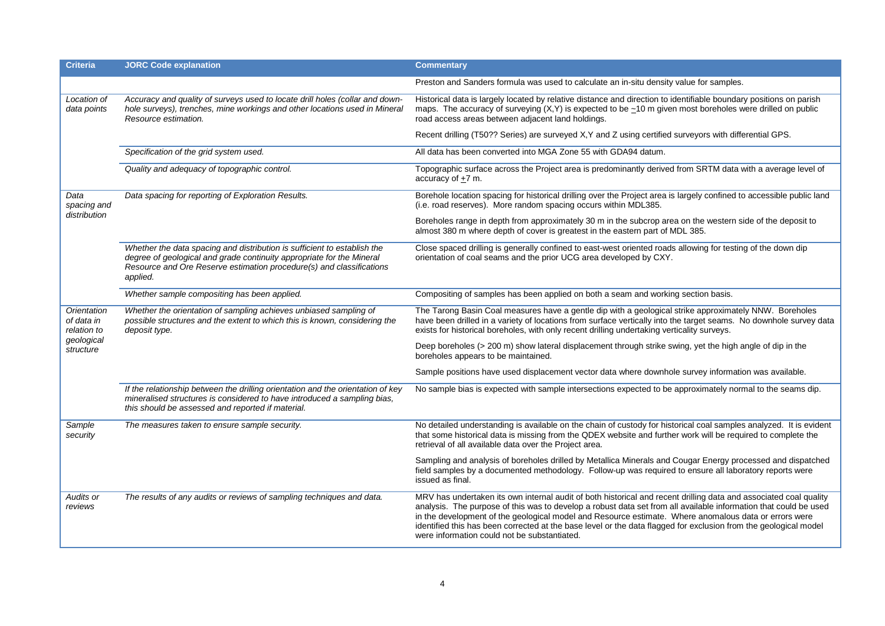| Criteria | JORC Code explanation | Commentary |
|---|---|---|
| | | Preston and Sanders formula was used to calculate an in-situ density value for samples. |
| *Location of data points* | *Accuracy and quality of surveys used to locate drill holes (collar and down-hole surveys), trenches, mine workings and other locations used in Mineral Resource estimation.* | Historical data is largely located by relative distance and direction to identifiable boundary positions on parish maps. The accuracy of surveying (X,Y) is expected to be ~10 m given most boreholes were drilled on public road access areas between adjacent land holdings.<br><br>Recent drilling (T50?? Series) are surveyed X,Y and Z using certified surveyors with differential GPS. |
| | *Specification of the grid system used.* | All data has been converted into MGA Zone 55 with GDA94 datum. |
| | *Quality and adequacy of topographic control.* | Topographic surface across the Project area is predominantly derived from SRTM data with a average level of accuracy of ±7 m. |
| *Data spacing and distribution* | *Data spacing for reporting of Exploration Results.* | Borehole location spacing for historical drilling over the Project area is largely confined to accessible public land (i.e. road reserves). More random spacing occurs within MDL385.<br><br>Boreholes range in depth from approximately 30 m in the subcrop area on the western side of the deposit to almost 380 m where depth of cover is greatest in the eastern part of MDL 385. |
| | *Whether the data spacing and distribution is sufficient to establish the degree of geological and grade continuity appropriate for the Mineral Resource and Ore Reserve estimation procedure(s) and classifications applied.* | Close spaced drilling is generally confined to east-west oriented roads allowing for testing of the down dip orientation of coal seams and the prior UCG area developed by CXY. |
| | *Whether sample compositing has been applied.* | Compositing of samples has been applied on both a seam and working section basis. |
| *Orientation of data in relation to geological structure* | *Whether the orientation of sampling achieves unbiased sampling of possible structures and the extent to which this is known, considering the deposit type.* | The Tarong Basin Coal measures have a gentle dip with a geological strike approximately NNW. Boreholes have been drilled in a variety of locations from surface vertically into the target seams. No downhole survey data exists for historical boreholes, with only recent drilling undertaking verticality surveys.<br><br>Deep boreholes (> 200 m) show lateral displacement through strike swing, yet the high angle of dip in the boreholes appears to be maintained.<br><br>Sample positions have used displacement vector data where downhole survey information was available. |
| | *If the relationship between the drilling orientation and the orientation of key mineralised structures is considered to have introduced a sampling bias, this should be assessed and reported if material.* | No sample bias is expected with sample intersections expected to be approximately normal to the seams dip. |
| *Sample security* | *The measures taken to ensure sample security.* | No detailed understanding is available on the chain of custody for historical coal samples analyzed. It is evident that some historical data is missing from the QDEX website and further work will be required to complete the retrieval of all available data over the Project area.<br><br>Sampling and analysis of boreholes drilled by Metallica Minerals and Cougar Energy processed and dispatched field samples by a documented methodology. Follow-up was required to ensure all laboratory reports were issued as final. |
| *Audits or reviews* | *The results of any audits or reviews of sampling techniques and data.* | MRV has undertaken its own internal audit of both historical and recent drilling data and associated coal quality analysis. The purpose of this was to develop a robust data set from all available information that could be used in the development of the geological model and Resource estimate. Where anomalous data or errors were identified this has been corrected at the base level or the data flagged for exclusion from the geological model were information could not be substantiated. |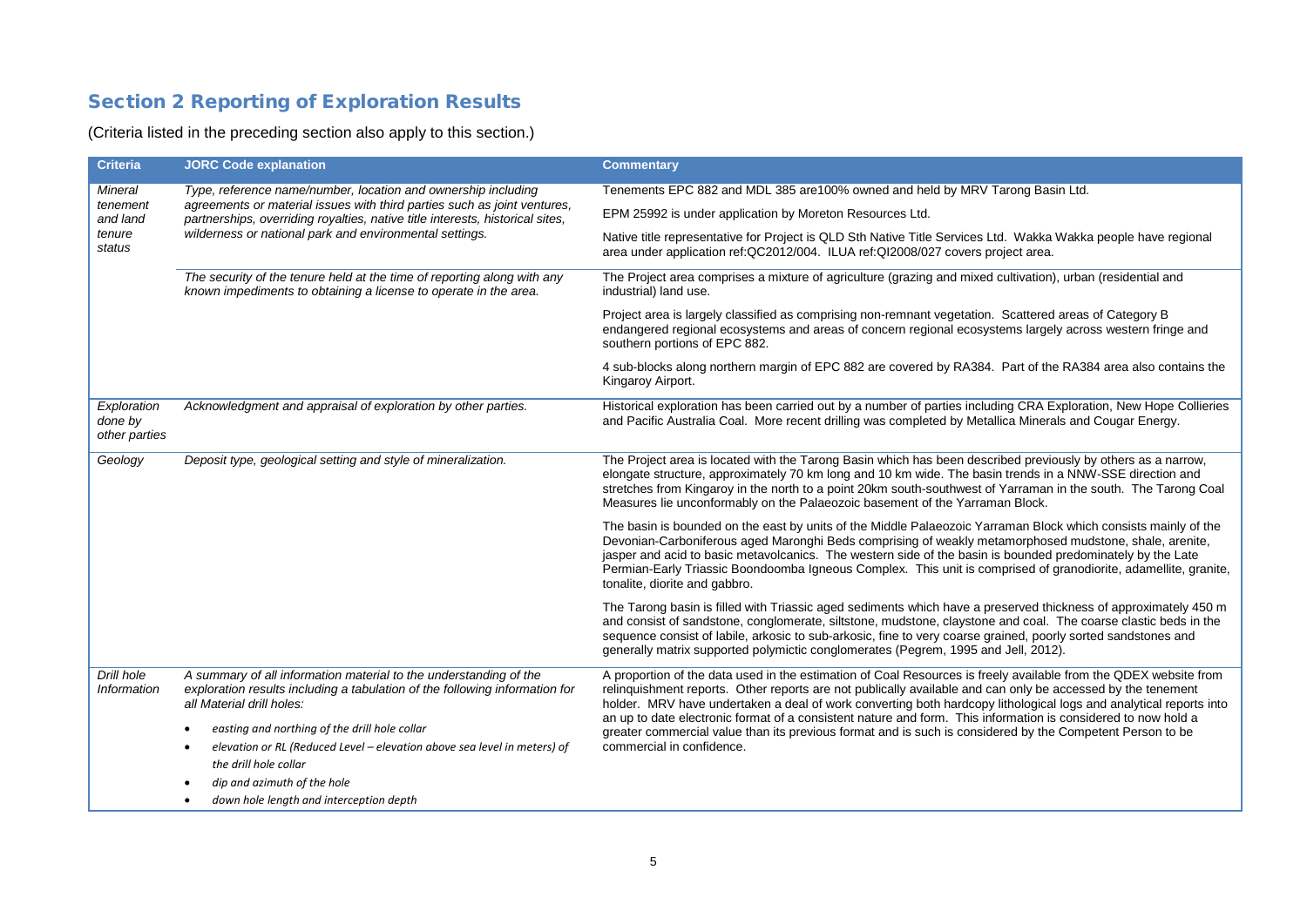## Section 2 Reporting of Exploration Results

(Criteria listed in the preceding section also apply to this section.)

| Criteria | JORC Code explanation | Commentary |
|---|---|---|
| *Mineral tenement and land tenure status* | *Type, reference name/number, location and ownership including agreements or material issues with third parties such as joint ventures, partnerships, overriding royalties, native title interests, historical sites, wilderness or national park and environmental settings.* | Tenements EPC 882 and MDL 385 are100% owned and held by MRV Tarong Basin Ltd.<br><br>EPM 25992 is under application by Moreton Resources Ltd.<br><br>Native title representative for Project is QLD Sth Native Title Services Ltd. Wakka Wakka people have regional area under application ref:QC2012/004. ILUA ref:QI2008/027 covers project area. |
| | *The security of the tenure held at the time of reporting along with any known impediments to obtaining a license to operate in the area.* | The Project area comprises a mixture of agriculture (grazing and mixed cultivation), urban (residential and industrial) land use.<br><br>Project area is largely classified as comprising non-remnant vegetation. Scattered areas of Category B endangered regional ecosystems and areas of concern regional ecosystems largely across western fringe and southern portions of EPC 882.<br><br>4 sub-blocks along northern margin of EPC 882 are covered by RA384. Part of the RA384 area also contains the Kingaroy Airport. |
| *Exploration done by other parties* | *Acknowledgment and appraisal of exploration by other parties.* | Historical exploration has been carried out by a number of parties including CRA Exploration, New Hope Collieries and Pacific Australia Coal. More recent drilling was completed by Metallica Minerals and Cougar Energy. |
| *Geology* | *Deposit type, geological setting and style of mineralization.* | The Project area is located with the Tarong Basin which has been described previously by others as a narrow, elongate structure, approximately 70 km long and 10 km wide. The basin trends in a NNW-SSE direction and stretches from Kingaroy in the north to a point 20km south-southwest of Yarraman in the south. The Tarong Coal Measures lie unconformably on the Palaeozoic basement of the Yarraman Block.<br><br>The basin is bounded on the east by units of the Middle Palaeozoic Yarraman Block which consists mainly of the Devonian-Carboniferous aged Maronghi Beds comprising of weakly metamorphosed mudstone, shale, arenite, jasper and acid to basic metavolcanics. The western side of the basin is bounded predominately by the Late Permian-Early Triassic Boondoomba Igneous Complex. This unit is comprised of granodiorite, adamellite, granite, tonalite, diorite and gabbro.<br><br>The Tarong basin is filled with Triassic aged sediments which have a preserved thickness of approximately 450 m and consist of sandstone, conglomerate, siltstone, mudstone, claystone and coal. The coarse clastic beds in the sequence consist of labile, arkosic to sub-arkosic, fine to very coarse grained, poorly sorted sandstones and generally matrix supported polymictic conglomerates (Pegrem, 1995 and Jell, 2012). |
| *Drill hole Information* | *A summary of all information material to the understanding of the exploration results including a tabulation of the following information for all Material drill holes:*<br>• *easting and northing of the drill hole collar*<br>• *elevation or RL (Reduced Level – elevation above sea level in meters) of the drill hole collar*<br>• *dip and azimuth of the hole*<br>• *down hole length and interception depth* | A proportion of the data used in the estimation of Coal Resources is freely available from the QDEX website from relinquishment reports. Other reports are not publically available and can only be accessed by the tenement holder. MRV have undertaken a deal of work converting both hardcopy lithological logs and analytical reports into an up to date electronic format of a consistent nature and form. This information is considered to now hold a greater commercial value than its previous format and is such is considered by the Competent Person to be commercial in confidence. |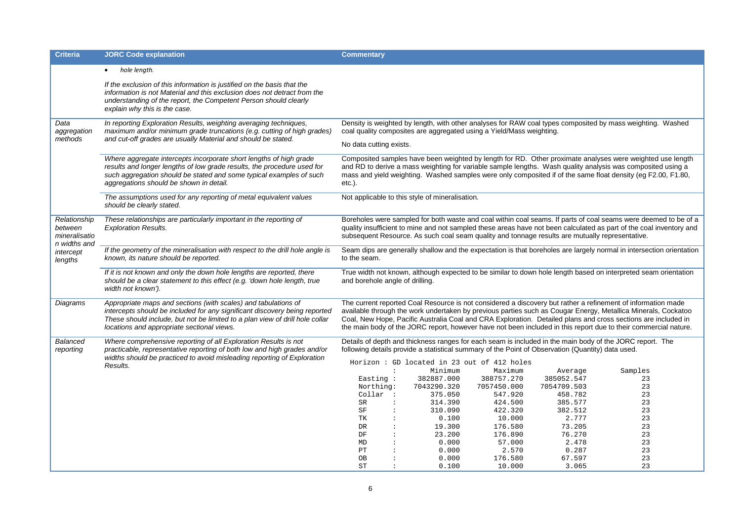| Criteria | JORC Code explanation | Commentary |
|---|---|---|
| | • *hole length.*<br><br>*If the exclusion of this information is justified on the basis that the information is not Material and this exclusion does not detract from the understanding of the report, the Competent Person should clearly explain why this is the case.* | |
| *Data aggregation methods* | *In reporting Exploration Results, weighting averaging techniques, maximum and/or minimum grade truncations (e.g. cutting of high grades) and cut-off grades are usually Material and should be stated.* | Density is weighted by length, with other analyses for RAW coal types composited by mass weighting. Washed coal quality composites are aggregated using a Yield/Mass weighting.<br><br>No data cutting exists. |
| | *Where aggregate intercepts incorporate short lengths of high grade results and longer lengths of low grade results, the procedure used for such aggregation should be stated and some typical examples of such aggregations should be shown in detail.* | Composited samples have been weighted by length for RD. Other proximate analyses were weighted use length and RD to derive a mass weighting for variable sample lengths. Wash quality analysis was composited using a mass and yield weighting. Washed samples were only composited if of the same float density (eg F2.00, F1.80, etc.). |
| | *The assumptions used for any reporting of metal equivalent values should be clearly stated.* | Not applicable to this style of mineralisation. |
| *Relationship between mineralisation widths and intercept lengths* | *These relationships are particularly important in the reporting of Exploration Results.* | Boreholes were sampled for both waste and coal within coal seams. If parts of coal seams were deemed to be of a quality insufficient to mine and not sampled these areas have not been calculated as part of the coal inventory and subsequent Resource. As such coal seam quality and tonnage results are mutually representative. |
| | *If the geometry of the mineralisation with respect to the drill hole angle is known, its nature should be reported.* | Seam dips are generally shallow and the expectation is that boreholes are largely normal in intersection orientation to the seam. |
| | *If it is not known and only the down hole lengths are reported, there should be a clear statement to this effect (e.g. 'down hole length, true width not known').* | True width not known, although expected to be similar to down hole length based on interpreted seam orientation and borehole angle of drilling. |
| *Diagrams* | *Appropriate maps and sections (with scales) and tabulations of intercepts should be included for any significant discovery being reported These should include, but not be limited to a plan view of drill hole collar locations and appropriate sectional views.* | The current reported Coal Resource is not considered a discovery but rather a refinement of information made available through the work undertaken by previous parties such as Cougar Energy, Metallica Minerals, Cockatoo Coal, New Hope, Pacific Australia Coal and CRA Exploration. Detailed plans and cross sections are included in the main body of the JORC report, however have not been included in this report due to their commercial nature. |
| *Balanced reporting* | *Where comprehensive reporting of all Exploration Results is not practicable, representative reporting of both low and high grades and/or widths should be practiced to avoid misleading reporting of Exploration Results.* | Details of depth and thickness ranges for each seam is included in the main body of the JORC report. The following details provide a statistical summary of the Point of Observation (Quantity) data used. |

Horizon : GD located in 23 out of 412 holes

| | Minimum | Maximum | Average | Samples |
|---|---|---|---|---|
| Easting : | 382887.000 | 388757.270 | 385052.547 | 23 |
| Northing: | 7043290.320 | 7057450.000 | 7054709.503 | 23 |
| Collar : | 375.050 | 547.920 | 458.782 | 23 |
| SR : | 314.390 | 424.500 | 385.577 | 23 |
| SF : | 310.090 | 422.320 | 382.512 | 23 |
| TK : | 0.100 | 10.000 | 2.777 | 23 |
| DR : | 19.300 | 176.580 | 73.205 | 23 |
| DF : | 23.200 | 176.890 | 76.270 | 23 |
| MD : | 0.000 | 57.000 | 2.478 | 23 |
| PT : | 0.000 | 2.570 | 0.287 | 23 |
| OB : | 0.000 | 176.580 | 67.597 | 23 |
| ST : | 0.100 | 10.000 | 3.065 | 23 |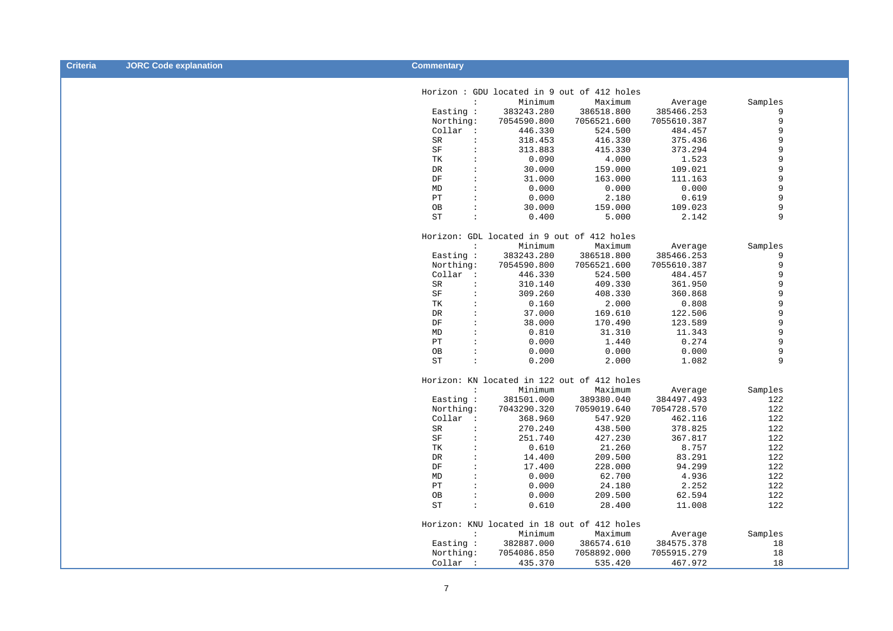| Criteria | JORC Code explanation | Commentary |
| --- | --- | --- |
| | | |

Horizon : GDU located in 9 out of 412 holes

| : | Minimum | Maximum | Average | Samples |
| --- | --- | --- | --- | --- |
| Easting : | 383243.280 | 386518.800 | 385466.253 | 9 |
| Northing: | 7054590.800 | 7056521.600 | 7055610.387 | 9 |
| Collar : | 446.330 | 524.500 | 484.457 | 9 |
| SR : | 318.453 | 416.330 | 375.436 | 9 |
| SF : | 313.883 | 415.330 | 373.294 | 9 |
| TK : | 0.090 | 4.000 | 1.523 | 9 |
| DR : | 30.000 | 159.000 | 109.021 | 9 |
| DF : | 31.000 | 163.000 | 111.163 | 9 |
| MD : | 0.000 | 0.000 | 0.000 | 9 |
| PT : | 0.000 | 2.180 | 0.619 | 9 |
| OB : | 30.000 | 159.000 | 109.023 | 9 |
| ST : | 0.400 | 5.000 | 2.142 | 9 |

Horizon: GDL located in 9 out of 412 holes

| : | Minimum | Maximum | Average | Samples |
| --- | --- | --- | --- | --- |
| Easting : | 383243.280 | 386518.800 | 385466.253 | 9 |
| Northing: | 7054590.800 | 7056521.600 | 7055610.387 | 9 |
| Collar : | 446.330 | 524.500 | 484.457 | 9 |
| SR : | 310.140 | 409.330 | 361.950 | 9 |
| SF : | 309.260 | 408.330 | 360.868 | 9 |
| TK : | 0.160 | 2.000 | 0.808 | 9 |
| DR : | 37.000 | 169.610 | 122.506 | 9 |
| DF : | 38.000 | 170.490 | 123.589 | 9 |
| MD : | 0.810 | 31.310 | 11.343 | 9 |
| PT : | 0.000 | 1.440 | 0.274 | 9 |
| OB : | 0.000 | 0.000 | 0.000 | 9 |
| ST : | 0.200 | 2.000 | 1.082 | 9 |

Horizon: KN located in 122 out of 412 holes

| : | Minimum | Maximum | Average | Samples |
| --- | --- | --- | --- | --- |
| Easting : | 381501.000 | 389380.040 | 384497.493 | 122 |
| Northing: | 7043290.320 | 7059019.640 | 7054728.570 | 122 |
| Collar : | 368.960 | 547.920 | 462.116 | 122 |
| SR : | 270.240 | 438.500 | 378.825 | 122 |
| SF : | 251.740 | 427.230 | 367.817 | 122 |
| TK : | 0.610 | 21.260 | 8.757 | 122 |
| DR : | 14.400 | 209.500 | 83.291 | 122 |
| DF : | 17.400 | 228.000 | 94.299 | 122 |
| MD : | 0.000 | 62.700 | 4.936 | 122 |
| PT : | 0.000 | 24.180 | 2.252 | 122 |
| OB : | 0.000 | 209.500 | 62.594 | 122 |
| ST : | 0.610 | 28.400 | 11.008 | 122 |

Horizon: KNU located in 18 out of 412 holes

| : | Minimum | Maximum | Average | Samples |
| --- | --- | --- | --- | --- |
| Easting : | 382887.000 | 386574.610 | 384575.378 | 18 |
| Northing: | 7054086.850 | 7058892.000 | 7055915.279 | 18 |
| Collar : | 435.370 | 535.420 | 467.972 | 18 |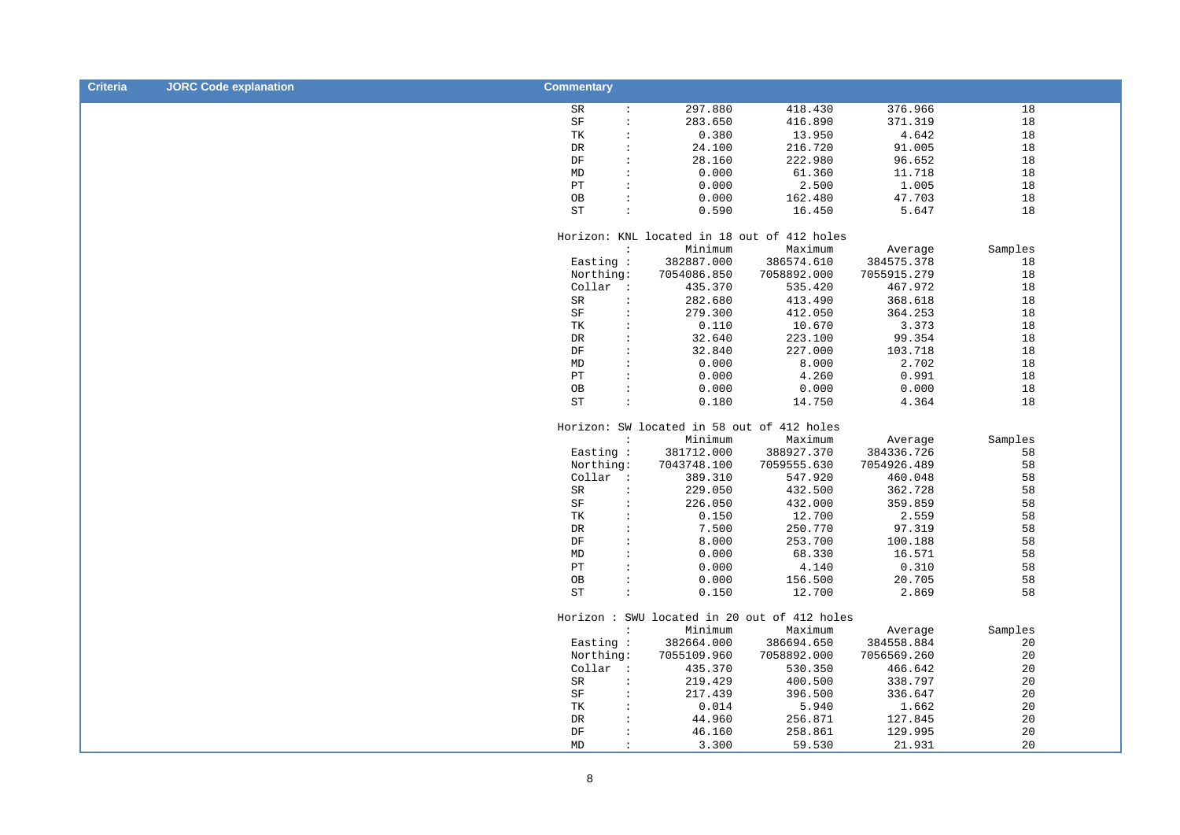| Criteria | JORC Code explanation | Commentary |
|---|---|---|
| | | |

```
SR       :      297.880       418.430       376.966            18
SF       :      283.650       416.890       371.319            18
TK       :        0.380        13.950         4.642            18
DR       :       24.100       216.720        91.005            18
DF       :       28.160       222.980        96.652            18
MD       :        0.000        61.360        11.718            18
PT       :        0.000         2.500         1.005            18
OB       :        0.000       162.480        47.703            18
ST       :        0.590        16.450         5.647            18

Horizon: KNL located in 18 out of 412 holes
         :      Minimum       Maximum       Average       Samples
  Easting :   382887.000    386574.610    384575.378            18
  Northing:  7054086.850   7058892.000   7055915.279            18
  Collar  :      435.370       535.420       467.972            18
  SR       :      282.680       413.490       368.618            18
  SF       :      279.300       412.050       364.253            18
  TK       :        0.110        10.670         3.373            18
  DR       :       32.640       223.100        99.354            18
  DF       :       32.840       227.000       103.718            18
  MD       :        0.000         8.000         2.702            18
  PT       :        0.000         4.260         0.991            18
  OB       :        0.000         0.000         0.000            18
  ST       :        0.180        14.750         4.364            18

Horizon: SW located in 58 out of 412 holes
         :      Minimum       Maximum       Average       Samples
  Easting :   381712.000    388927.370    384336.726            58
  Northing:  7043748.100   7059555.630   7054926.489            58
  Collar  :      389.310       547.920       460.048            58
  SR       :      229.050       432.500       362.728            58
  SF       :      226.050       432.000       359.859            58
  TK       :        0.150        12.700         2.559            58
  DR       :        7.500       250.770        97.319            58
  DF       :        8.000       253.700       100.188            58
  MD       :        0.000        68.330        16.571            58
  PT       :        0.000         4.140         0.310            58
  OB       :        0.000       156.500        20.705            58
  ST       :        0.150        12.700         2.869            58

Horizon : SWU located in 20 out of 412 holes
         :      Minimum       Maximum       Average       Samples
  Easting :   382664.000    386694.650    384558.884            20
  Northing:  7055109.960   7058892.000   7056569.260            20
  Collar  :      435.370       530.350       466.642            20
  SR       :      219.429       400.500       338.797            20
  SF       :      217.439       396.500       336.647            20
  TK       :        0.014         5.940         1.662            20
  DR       :       44.960       256.871       127.845            20
  DF       :       46.160       258.861       129.995            20
  MD       :        3.300        59.530        21.931            20
```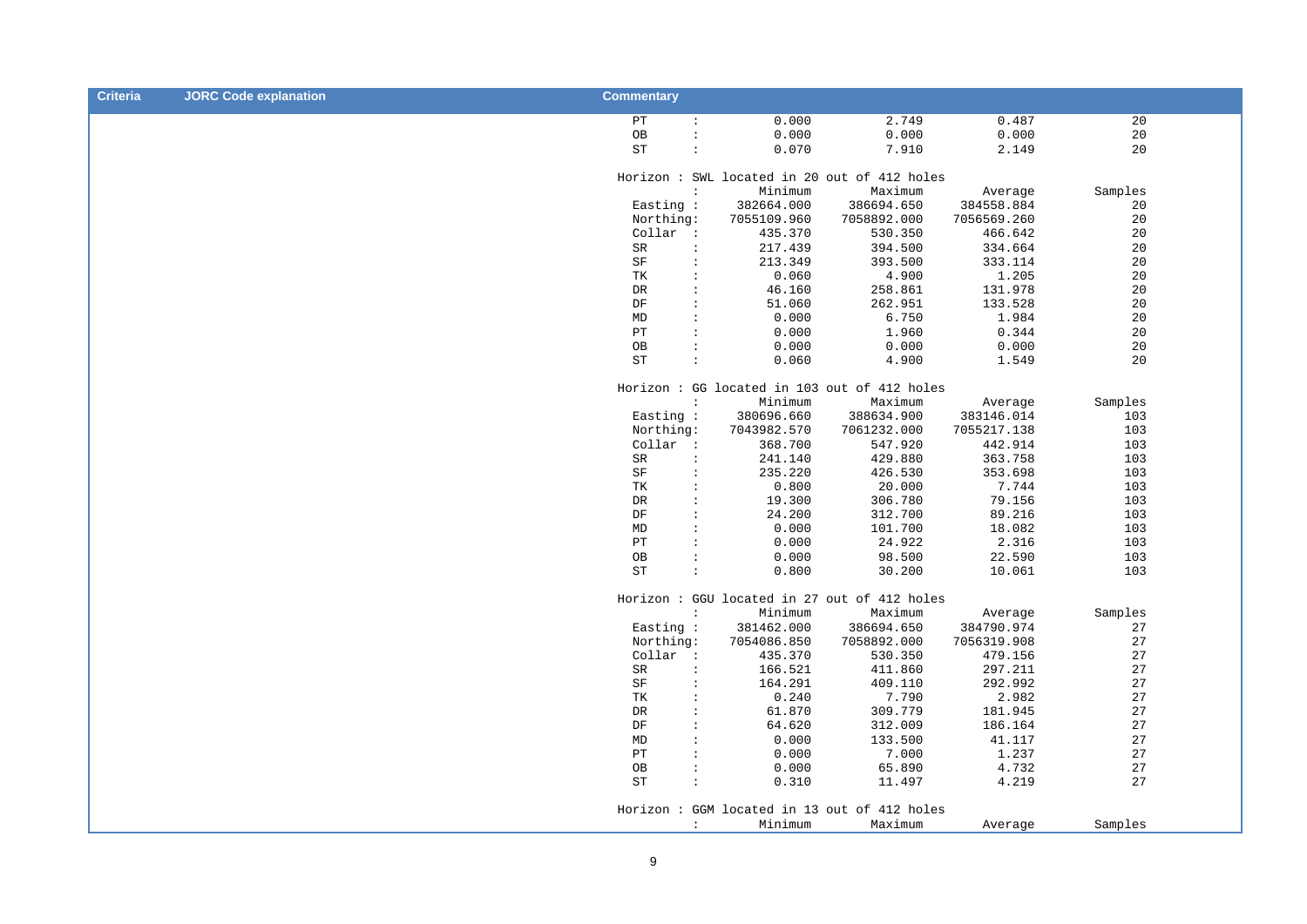| Criteria | JORC Code explanation | Commentary |
|---|---|---|
| | | |

```
PT       :        0.000         2.749        0.487          20
OB       :        0.000         0.000        0.000          20
ST       :        0.070         7.910        2.149          20

Horizon : SWL located in 20 out of 412 holes
         :      Minimum       Maximum      Average      Samples
Easting :     382664.000    386694.650   384558.884         20
Northing:    7055109.960   7058892.000  7056569.260         20
Collar  :        435.370       530.350      466.642         20
SR       :       217.439       394.500      334.664         20
SF       :       213.349       393.500      333.114         20
TK       :         0.060         4.900        1.205         20
DR       :        46.160       258.861      131.978         20
DF       :        51.060       262.951      133.528         20
MD       :         0.000         6.750        1.984         20
PT       :         0.000         1.960        0.344         20
OB       :         0.000         0.000        0.000         20
ST       :         0.060         4.900        1.549         20

Horizon : GG located in 103 out of 412 holes
         :      Minimum       Maximum      Average      Samples
Easting :     380696.660    388634.900   383146.014        103
Northing:    7043982.570   7061232.000  7055217.138        103
Collar  :        368.700       547.920      442.914        103
SR       :       241.140       429.880      363.758        103
SF       :       235.220       426.530      353.698        103
TK       :         0.800        20.000        7.744        103
DR       :        19.300       306.780       79.156        103
DF       :        24.200       312.700       89.216        103
MD       :         0.000       101.700       18.082        103
PT       :         0.000        24.922        2.316        103
OB       :         0.000        98.500       22.590        103
ST       :         0.800        30.200       10.061        103

Horizon : GGU located in 27 out of 412 holes
         :      Minimum       Maximum      Average      Samples
Easting :     381462.000    386694.650   384790.974         27
Northing:    7054086.850   7058892.000  7056319.908         27
Collar  :        435.370       530.350      479.156         27
SR       :       166.521       411.860      297.211         27
SF       :       164.291       409.110      292.992         27
TK       :         0.240         7.790        2.982         27
DR       :        61.870       309.779      181.945         27
DF       :        64.620       312.009      186.164         27
MD       :         0.000       133.500       41.117         27
PT       :         0.000         7.000        1.237         27
OB       :         0.000        65.890        4.732         27
ST       :         0.310        11.497        4.219         27

Horizon : GGM located in 13 out of 412 holes
         :      Minimum       Maximum      Average      Samples
```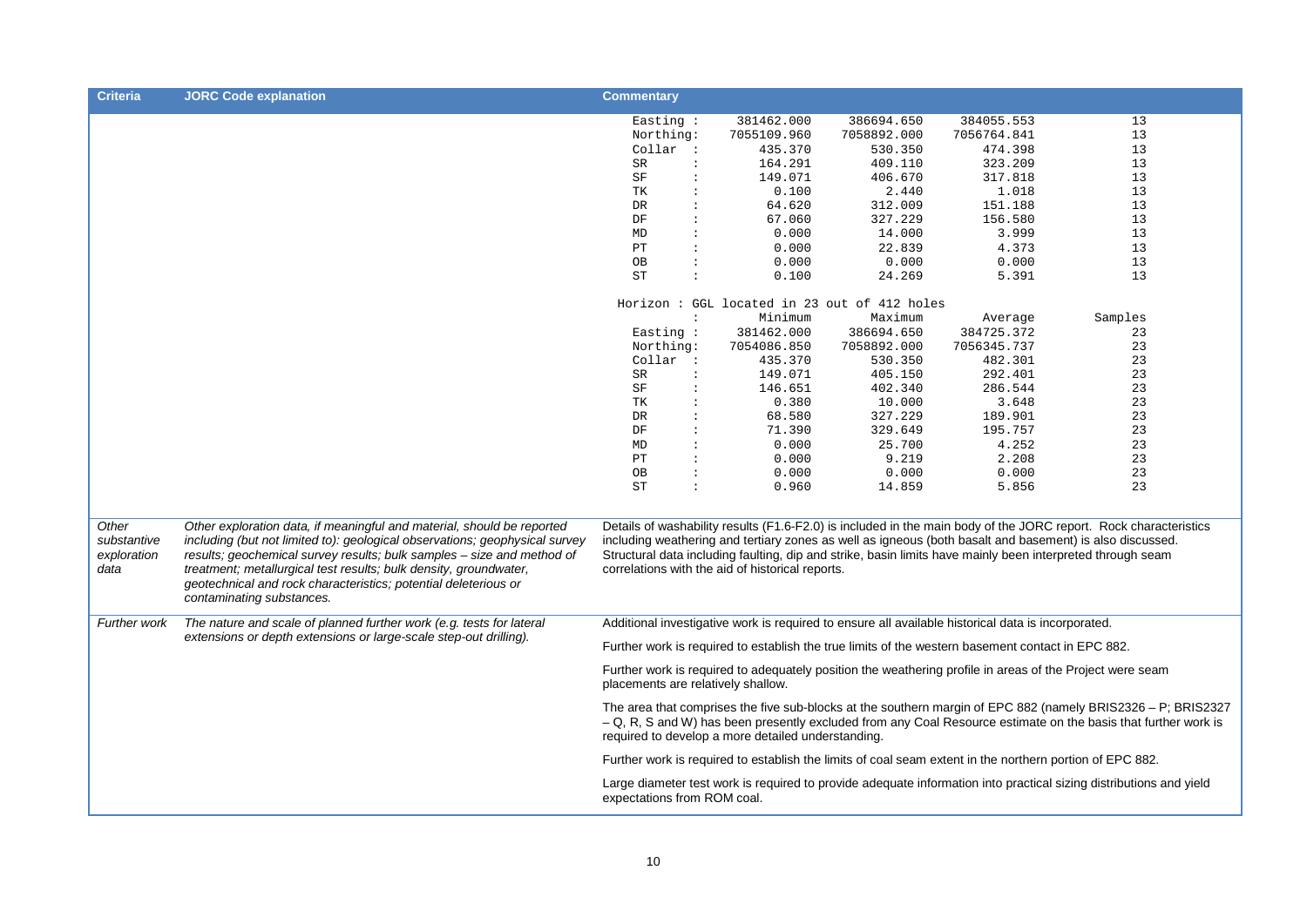| Criteria | JORC Code explanation | Commentary |
|---|---|---|
| | | ```<br>Easting :   381462.000   386694.650   384055.553   13<br>Northing:   7055109.960  7058892.000  7056764.841  13<br>Collar  :   435.370      530.350      474.398      13<br>SR      :   164.291      409.110      323.209      13<br>SF      :   149.071      406.670      317.818      13<br>TK      :   0.100        2.440        1.018        13<br>DR      :   64.620       312.009      151.188      13<br>DF      :   67.060       327.229      156.580      13<br>MD      :   0.000        14.000       3.999        13<br>PT      :   0.000        22.839       4.373        13<br>OB      :   0.000        0.000        0.000        13<br>ST      :   0.100        24.269       5.391        13<br><br>Horizon : GGL located in 23 out of 412 holes<br>          :  Minimum      Maximum      Average      Samples<br>Easting :   381462.000   386694.650   384725.372   23<br>Northing:   7054086.850  7058892.000  7056345.737  23<br>Collar  :   435.370      530.350      482.301      23<br>SR      :   149.071      405.150      292.401      23<br>SF      :   146.651      402.340      286.544      23<br>TK      :   0.380        10.000       3.648        23<br>DR      :   68.580       327.229      189.901      23<br>DF      :   71.390       329.649      195.757      23<br>MD      :   0.000        25.700       4.252        23<br>PT      :   0.000        9.219        2.208        23<br>OB      :   0.000        0.000        0.000        23<br>ST      :   0.960        14.859       5.856        23<br>``` |
| *Other substantive exploration data* | *Other exploration data, if meaningful and material, should be reported including (but not limited to): geological observations; geophysical survey results; geochemical survey results; bulk samples – size and method of treatment; metallurgical test results; bulk density, groundwater, geotechnical and rock characteristics; potential deleterious or contaminating substances.* | Details of washability results (F1.6-F2.0) is included in the main body of the JORC report. Rock characteristics including weathering and tertiary zones as well as igneous (both basalt and basement) is also discussed. Structural data including faulting, dip and strike, basin limits have mainly been interpreted through seam correlations with the aid of historical reports. |
| *Further work* | *The nature and scale of planned further work (e.g. tests for lateral extensions or depth extensions or large-scale step-out drilling).* | Additional investigative work is required to ensure all available historical data is incorporated.<br><br>Further work is required to establish the true limits of the western basement contact in EPC 882.<br><br>Further work is required to adequately position the weathering profile in areas of the Project were seam placements are relatively shallow.<br><br>The area that comprises the five sub-blocks at the southern margin of EPC 882 (namely BRIS2326 – P; BRIS2327 – Q, R, S and W) has been presently excluded from any Coal Resource estimate on the basis that further work is required to develop a more detailed understanding.<br><br>Further work is required to establish the limits of coal seam extent in the northern portion of EPC 882.<br><br>Large diameter test work is required to provide adequate information into practical sizing distributions and yield expectations from ROM coal. |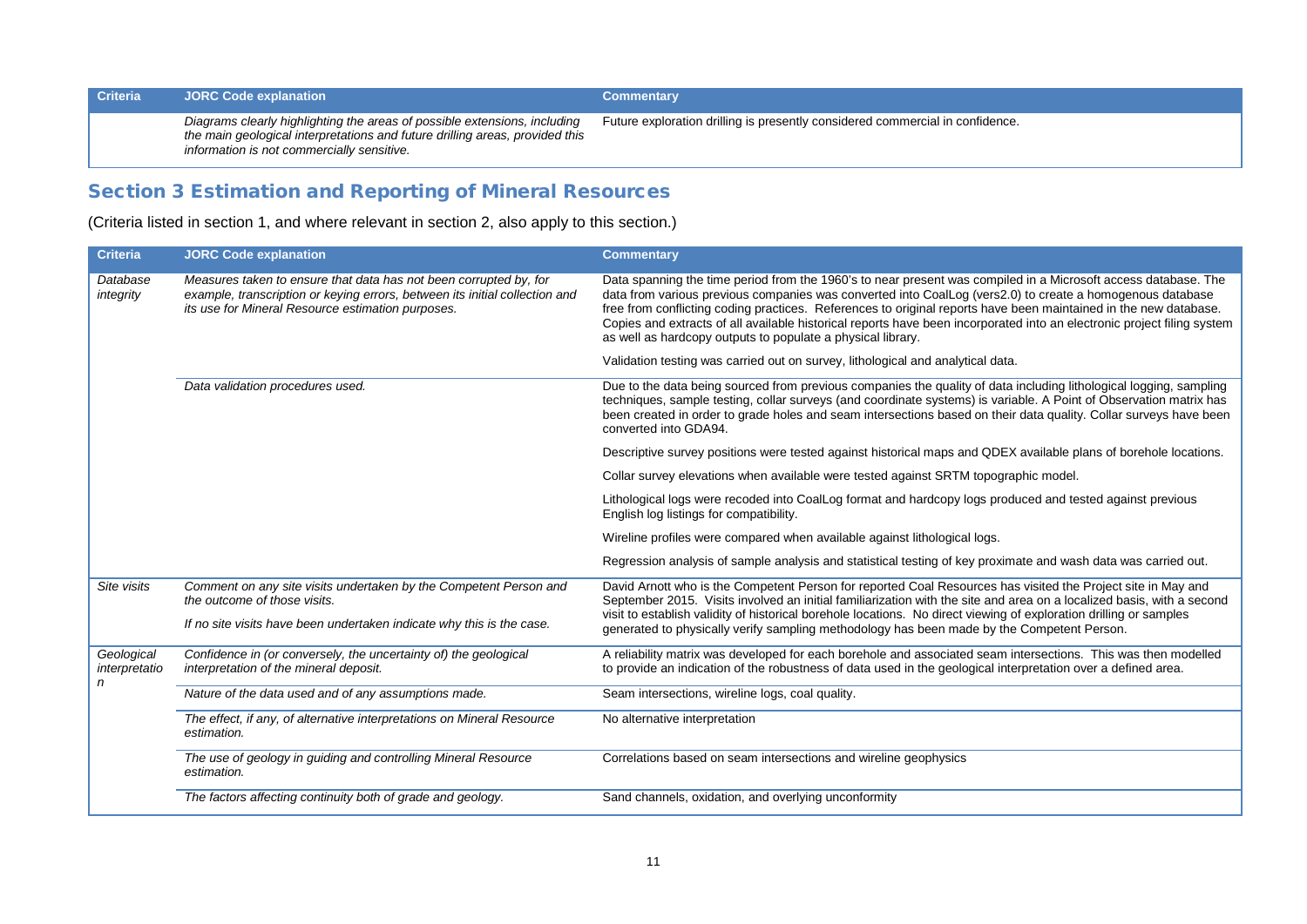| Criteria | JORC Code explanation | Commentary |
|---|---|---|
| | *Diagrams clearly highlighting the areas of possible extensions, including the main geological interpretations and future drilling areas, provided this information is not commercially sensitive.* | Future exploration drilling is presently considered commercial in confidence. |

## Section 3 Estimation and Reporting of Mineral Resources

(Criteria listed in section 1, and where relevant in section 2, also apply to this section.)

| Criteria | JORC Code explanation | Commentary |
|---|---|---|
| *Database integrity* | *Measures taken to ensure that data has not been corrupted by, for example, transcription or keying errors, between its initial collection and its use for Mineral Resource estimation purposes.* | Data spanning the time period from the 1960's to near present was compiled in a Microsoft access database. The data from various previous companies was converted into CoalLog (vers2.0) to create a homogenous database free from conflicting coding practices. References to original reports have been maintained in the new database. Copies and extracts of all available historical reports have been incorporated into an electronic project filing system as well as hardcopy outputs to populate a physical library.<br><br>Validation testing was carried out on survey, lithological and analytical data. |
| | *Data validation procedures used.* | Due to the data being sourced from previous companies the quality of data including lithological logging, sampling techniques, sample testing, collar surveys (and coordinate systems) is variable. A Point of Observation matrix has been created in order to grade holes and seam intersections based on their data quality. Collar surveys have been converted into GDA94.<br><br>Descriptive survey positions were tested against historical maps and QDEX available plans of borehole locations.<br><br>Collar survey elevations when available were tested against SRTM topographic model.<br><br>Lithological logs were recoded into CoalLog format and hardcopy logs produced and tested against previous English log listings for compatibility.<br><br>Wireline profiles were compared when available against lithological logs.<br><br>Regression analysis of sample analysis and statistical testing of key proximate and wash data was carried out. |
| *Site visits* | *Comment on any site visits undertaken by the Competent Person and the outcome of those visits.*<br><br>*If no site visits have been undertaken indicate why this is the case.* | David Arnott who is the Competent Person for reported Coal Resources has visited the Project site in May and September 2015. Visits involved an initial familiarization with the site and area on a localized basis, with a second visit to establish validity of historical borehole locations. No direct viewing of exploration drilling or samples generated to physically verify sampling methodology has been made by the Competent Person. |
| *Geological interpretation* | *Confidence in (or conversely, the uncertainty of) the geological interpretation of the mineral deposit.* | A reliability matrix was developed for each borehole and associated seam intersections. This was then modelled to provide an indication of the robustness of data used in the geological interpretation over a defined area. |
| | *Nature of the data used and of any assumptions made.* | Seam intersections, wireline logs, coal quality. |
| | *The effect, if any, of alternative interpretations on Mineral Resource estimation.* | No alternative interpretation |
| | *The use of geology in guiding and controlling Mineral Resource estimation.* | Correlations based on seam intersections and wireline geophysics |
| | *The factors affecting continuity both of grade and geology.* | Sand channels, oxidation, and overlying unconformity |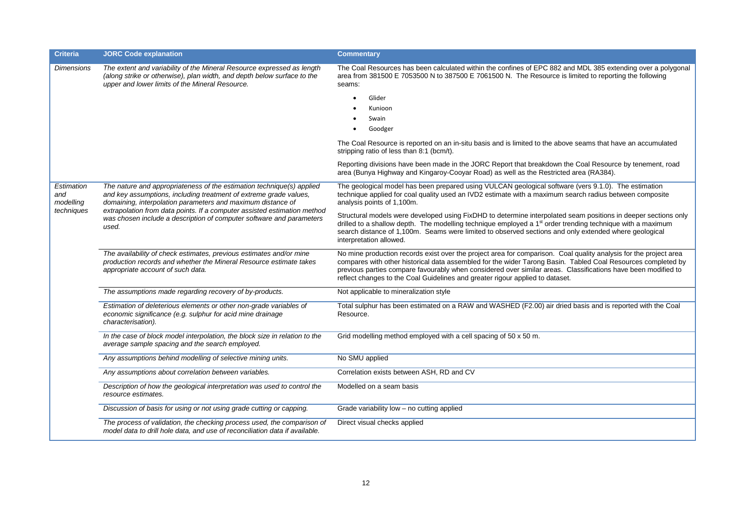| Criteria | JORC Code explanation | Commentary |
|---|---|---|
| *Dimensions* | *The extent and variability of the Mineral Resource expressed as length (along strike or otherwise), plan width, and depth below surface to the upper and lower limits of the Mineral Resource.* | The Coal Resources has been calculated within the confines of EPC 882 and MDL 385 extending over a polygonal area from 381500 E 7053500 N to 387500 E 7061500 N. The Resource is limited to reporting the following seams:<br>• Glider<br>• Kunioon<br>• Swain<br>• Goodger<br><br>The Coal Resource is reported on an in-situ basis and is limited to the above seams that have an accumulated stripping ratio of less than 8:1 (bcm/t).<br><br>Reporting divisions have been made in the JORC Report that breakdown the Coal Resource by tenement, road area (Bunya Highway and Kingaroy-Cooyar Road) as well as the Restricted area (RA384). |
| *Estimation and modelling techniques* | *The nature and appropriateness of the estimation technique(s) applied and key assumptions, including treatment of extreme grade values, domaining, interpolation parameters and maximum distance of extrapolation from data points. If a computer assisted estimation method was chosen include a description of computer software and parameters used.* | The geological model has been prepared using VULCAN geological software (vers 9.1.0). The estimation technique applied for coal quality used an IVD2 estimate with a maximum search radius between composite analysis points of 1,100m.<br><br>Structural models were developed using FixDHD to determine interpolated seam positions in deeper sections only drilled to a shallow depth. The modelling technique employed a 1st order trending technique with a maximum search distance of 1,100m. Seams were limited to observed sections and only extended where geological interpretation allowed. |
| | *The availability of check estimates, previous estimates and/or mine production records and whether the Mineral Resource estimate takes appropriate account of such data.* | No mine production records exist over the project area for comparison. Coal quality analysis for the project area compares with other historical data assembled for the wider Tarong Basin. Tabled Coal Resources completed by previous parties compare favourably when considered over similar areas. Classifications have been modified to reflect changes to the Coal Guidelines and greater rigour applied to dataset. |
| | *The assumptions made regarding recovery of by-products.* | Not applicable to mineralization style |
| | *Estimation of deleterious elements or other non-grade variables of economic significance (e.g. sulphur for acid mine drainage characterisation).* | Total sulphur has been estimated on a RAW and WASHED (F2.00) air dried basis and is reported with the Coal Resource. |
| | *In the case of block model interpolation, the block size in relation to the average sample spacing and the search employed.* | Grid modelling method employed with a cell spacing of 50 x 50 m. |
| | *Any assumptions behind modelling of selective mining units.* | No SMU applied |
| | *Any assumptions about correlation between variables.* | Correlation exists between ASH, RD and CV |
| | *Description of how the geological interpretation was used to control the resource estimates.* | Modelled on a seam basis |
| | *Discussion of basis for using or not using grade cutting or capping.* | Grade variability low – no cutting applied |
| | *The process of validation, the checking process used, the comparison of model data to drill hole data, and use of reconciliation data if available.* | Direct visual checks applied |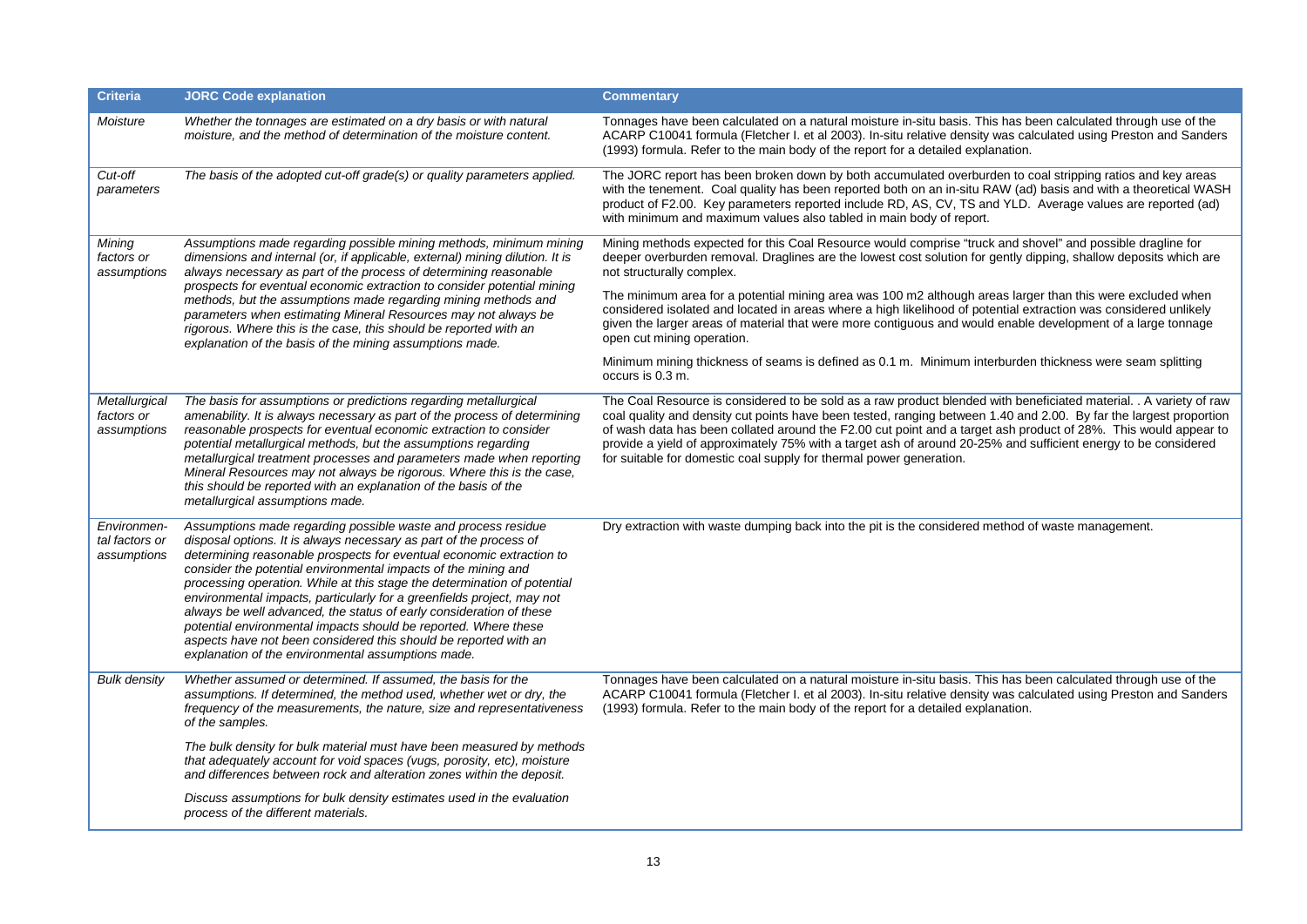| Criteria | JORC Code explanation | Commentary |
|---|---|---|
| *Moisture* | *Whether the tonnages are estimated on a dry basis or with natural moisture, and the method of determination of the moisture content.* | Tonnages have been calculated on a natural moisture in-situ basis. This has been calculated through use of the ACARP C10041 formula (Fletcher I. et al 2003). In-situ relative density was calculated using Preston and Sanders (1993) formula. Refer to the main body of the report for a detailed explanation. |
| *Cut-off parameters* | *The basis of the adopted cut-off grade(s) or quality parameters applied.* | The JORC report has been broken down by both accumulated overburden to coal stripping ratios and key areas with the tenement. Coal quality has been reported both on an in-situ RAW (ad) basis and with a theoretical WASH product of F2.00. Key parameters reported include RD, AS, CV, TS and YLD. Average values are reported (ad) with minimum and maximum values also tabled in main body of report. |
| *Mining factors or assumptions* | *Assumptions made regarding possible mining methods, minimum mining dimensions and internal (or, if applicable, external) mining dilution. It is always necessary as part of the process of determining reasonable prospects for eventual economic extraction to consider potential mining methods, but the assumptions made regarding mining methods and parameters when estimating Mineral Resources may not always be rigorous. Where this is the case, this should be reported with an explanation of the basis of the mining assumptions made.* | Mining methods expected for this Coal Resource would comprise "truck and shovel" and possible dragline for deeper overburden removal. Draglines are the lowest cost solution for gently dipping, shallow deposits which are not structurally complex.<br><br>The minimum area for a potential mining area was 100 m2 although areas larger than this were excluded when considered isolated and located in areas where a high likelihood of potential extraction was considered unlikely given the larger areas of material that were more contiguous and would enable development of a large tonnage open cut mining operation.<br><br>Minimum mining thickness of seams is defined as 0.1 m. Minimum interburden thickness were seam splitting occurs is 0.3 m. |
| *Metallurgical factors or assumptions* | *The basis for assumptions or predictions regarding metallurgical amenability. It is always necessary as part of the process of determining reasonable prospects for eventual economic extraction to consider potential metallurgical methods, but the assumptions regarding metallurgical treatment processes and parameters made when reporting Mineral Resources may not always be rigorous. Where this is the case, this should be reported with an explanation of the basis of the metallurgical assumptions made.* | The Coal Resource is considered to be sold as a raw product blended with beneficiated material. . A variety of raw coal quality and density cut points have been tested, ranging between 1.40 and 2.00. By far the largest proportion of wash data has been collated around the F2.00 cut point and a target ash product of 28%. This would appear to provide a yield of approximately 75% with a target ash of around 20-25% and sufficient energy to be considered for suitable for domestic coal supply for thermal power generation. |
| *Environmental factors or assumptions* | *Assumptions made regarding possible waste and process residue disposal options. It is always necessary as part of the process of determining reasonable prospects for eventual economic extraction to consider the potential environmental impacts of the mining and processing operation. While at this stage the determination of potential environmental impacts, particularly for a greenfields project, may not always be well advanced, the status of early consideration of these potential environmental impacts should be reported. Where these aspects have not been considered this should be reported with an explanation of the environmental assumptions made.* | Dry extraction with waste dumping back into the pit is the considered method of waste management. |
| *Bulk density* | *Whether assumed or determined. If assumed, the basis for the assumptions. If determined, the method used, whether wet or dry, the frequency of the measurements, the nature, size and representativeness of the samples.*<br><br>*The bulk density for bulk material must have been measured by methods that adequately account for void spaces (vugs, porosity, etc), moisture and differences between rock and alteration zones within the deposit.*<br><br>*Discuss assumptions for bulk density estimates used in the evaluation process of the different materials.* | Tonnages have been calculated on a natural moisture in-situ basis. This has been calculated through use of the ACARP C10041 formula (Fletcher I. et al 2003). In-situ relative density was calculated using Preston and Sanders (1993) formula. Refer to the main body of the report for a detailed explanation. |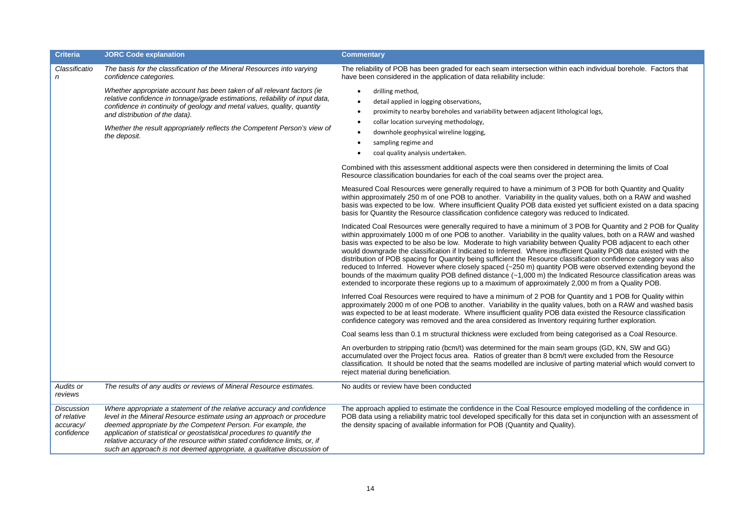| Criteria | JORC Code explanation | Commentary |
|---|---|---|
| *Classification* | *The basis for the classification of the Mineral Resources into varying confidence categories.*<br><br>*Whether appropriate account has been taken of all relevant factors (ie relative confidence in tonnage/grade estimations, reliability of input data, confidence in continuity of geology and metal values, quality, quantity and distribution of the data).*<br><br>*Whether the result appropriately reflects the Competent Person's view of the deposit.* | The reliability of POB has been graded for each seam intersection within each individual borehole. Factors that have been considered in the application of data reliability include:<br><br>• drilling method,<br>• detail applied in logging observations,<br>• proximity to nearby boreholes and variability between adjacent lithological logs,<br>• collar location surveying methodology,<br>• downhole geophysical wireline logging,<br>• sampling regime and<br>• coal quality analysis undertaken.<br><br>Combined with this assessment additional aspects were then considered in determining the limits of Coal Resource classification boundaries for each of the coal seams over the project area.<br><br>Measured Coal Resources were generally required to have a minimum of 3 POB for both Quantity and Quality within approximately 250 m of one POB to another. Variability in the quality values, both on a RAW and washed basis was expected to be low. Where insufficient Quality POB data existed yet sufficient existed on a data spacing basis for Quantity the Resource classification confidence category was reduced to Indicated.<br><br>Indicated Coal Resources were generally required to have a minimum of 3 POB for Quantity and 2 POB for Quality within approximately 1000 m of one POB to another. Variability in the quality values, both on a RAW and washed basis was expected to be also be low. Moderate to high variability between Quality POB adjacent to each other would downgrade the classification if Indicated to Inferred. Where insufficient Quality POB data existed with the distribution of POB spacing for Quantity being sufficient the Resource classification confidence category was also reduced to Inferred. However where closely spaced (~250 m) quantity POB were observed extending beyond the bounds of the maximum quality POB defined distance (~1,000 m) the Indicated Resource classification areas was extended to incorporate these regions up to a maximum of approximately 2,000 m from a Quality POB.<br><br>Inferred Coal Resources were required to have a minimum of 2 POB for Quantity and 1 POB for Quality within approximately 2000 m of one POB to another. Variability in the quality values, both on a RAW and washed basis was expected to be at least moderate. Where insufficient quality POB data existed the Resource classification confidence category was removed and the area considered as Inventory requiring further exploration.<br><br>Coal seams less than 0.1 m structural thickness were excluded from being categorised as a Coal Resource.<br><br>An overburden to stripping ratio (bcm/t) was determined for the main seam groups (GD, KN, SW and GG) accumulated over the Project focus area. Ratios of greater than 8 bcm/t were excluded from the Resource classification. It should be noted that the seams modelled are inclusive of parting material which would convert to reject material during beneficiation. |
| *Audits or reviews* | *The results of any audits or reviews of Mineral Resource estimates.* | No audits or review have been conducted |
| *Discussion of relative accuracy/ confidence* | *Where appropriate a statement of the relative accuracy and confidence level in the Mineral Resource estimate using an approach or procedure deemed appropriate by the Competent Person. For example, the application of statistical or geostatistical procedures to quantify the relative accuracy of the resource within stated confidence limits, or, if such an approach is not deemed appropriate, a qualitative discussion of* | The approach applied to estimate the confidence in the Coal Resource employed modelling of the confidence in POB data using a reliability matric tool developed specifically for this data set in conjunction with an assessment of the density spacing of available information for POB (Quantity and Quality). |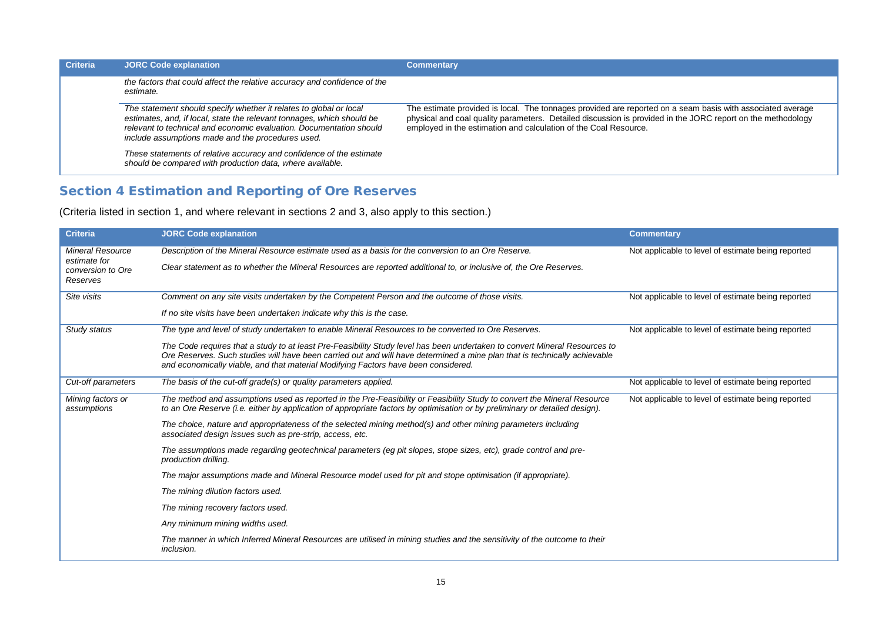| Criteria | JORC Code explanation | Commentary |
|---|---|---|
| | *the factors that could affect the relative accuracy and confidence of the estimate.* | |
| | *The statement should specify whether it relates to global or local estimates, and, if local, state the relevant tonnages, which should be relevant to technical and economic evaluation. Documentation should include assumptions made and the procedures used.* | The estimate provided is local. The tonnages provided are reported on a seam basis with associated average physical and coal quality parameters. Detailed discussion is provided in the JORC report on the methodology employed in the estimation and calculation of the Coal Resource. |
| | *These statements of relative accuracy and confidence of the estimate should be compared with production data, where available.* | |

## Section 4 Estimation and Reporting of Ore Reserves

(Criteria listed in section 1, and where relevant in sections 2 and 3, also apply to this section.)

| Criteria | JORC Code explanation | Commentary |
|---|---|---|
| *Mineral Resource estimate for conversion to Ore Reserves* | *Description of the Mineral Resource estimate used as a basis for the conversion to an Ore Reserve.*<br><br>*Clear statement as to whether the Mineral Resources are reported additional to, or inclusive of, the Ore Reserves.* | Not applicable to level of estimate being reported |
| *Site visits* | *Comment on any site visits undertaken by the Competent Person and the outcome of those visits.*<br><br>*If no site visits have been undertaken indicate why this is the case.* | Not applicable to level of estimate being reported |
| *Study status* | *The type and level of study undertaken to enable Mineral Resources to be converted to Ore Reserves.*<br><br>*The Code requires that a study to at least Pre-Feasibility Study level has been undertaken to convert Mineral Resources to Ore Reserves. Such studies will have been carried out and will have determined a mine plan that is technically achievable and economically viable, and that material Modifying Factors have been considered.* | Not applicable to level of estimate being reported |
| *Cut-off parameters* | *The basis of the cut-off grade(s) or quality parameters applied.* | Not applicable to level of estimate being reported |
| *Mining factors or assumptions* | *The method and assumptions used as reported in the Pre-Feasibility or Feasibility Study to convert the Mineral Resource to an Ore Reserve (i.e. either by application of appropriate factors by optimisation or by preliminary or detailed design).*<br><br>*The choice, nature and appropriateness of the selected mining method(s) and other mining parameters including associated design issues such as pre-strip, access, etc.*<br><br>*The assumptions made regarding geotechnical parameters (eg pit slopes, stope sizes, etc), grade control and pre-production drilling.*<br><br>*The major assumptions made and Mineral Resource model used for pit and stope optimisation (if appropriate).*<br><br>*The mining dilution factors used.*<br><br>*The mining recovery factors used.*<br><br>*Any minimum mining widths used.*<br><br>*The manner in which Inferred Mineral Resources are utilised in mining studies and the sensitivity of the outcome to their inclusion.* | Not applicable to level of estimate being reported |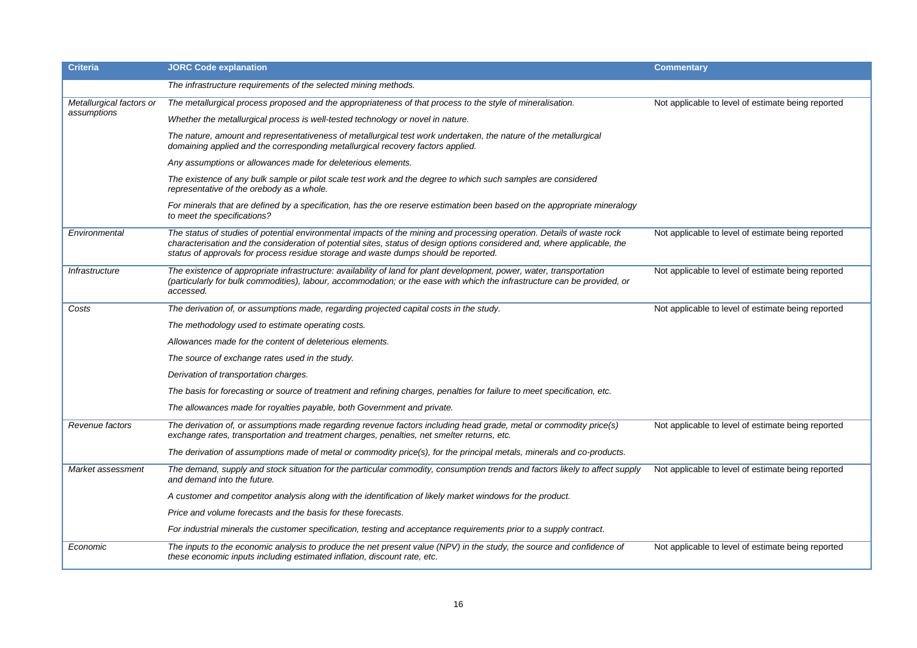| Criteria | JORC Code explanation | Commentary |
| --- | --- | --- |
| | *The infrastructure requirements of the selected mining methods.* | |
| *Metallurgical factors or assumptions* | *The metallurgical process proposed and the appropriateness of that process to the style of mineralisation.* | Not applicable to level of estimate being reported |
| | *Whether the metallurgical process is well-tested technology or novel in nature.* | |
| | *The nature, amount and representativeness of metallurgical test work undertaken, the nature of the metallurgical domaining applied and the corresponding metallurgical recovery factors applied.* | |
| | *Any assumptions or allowances made for deleterious elements.* | |
| | *The existence of any bulk sample or pilot scale test work and the degree to which such samples are considered representative of the orebody as a whole.* | |
| | *For minerals that are defined by a specification, has the ore reserve estimation been based on the appropriate mineralogy to meet the specifications?* | |
| *Environmental* | *The status of studies of potential environmental impacts of the mining and processing operation. Details of waste rock characterisation and the consideration of potential sites, status of design options considered and, where applicable, the status of approvals for process residue storage and waste dumps should be reported.* | Not applicable to level of estimate being reported |
| *Infrastructure* | *The existence of appropriate infrastructure: availability of land for plant development, power, water, transportation (particularly for bulk commodities), labour, accommodation; or the ease with which the infrastructure can be provided, or accessed.* | Not applicable to level of estimate being reported |
| *Costs* | *The derivation of, or assumptions made, regarding projected capital costs in the study.* | Not applicable to level of estimate being reported |
| | *The methodology used to estimate operating costs.* | |
| | *Allowances made for the content of deleterious elements.* | |
| | *The source of exchange rates used in the study.* | |
| | *Derivation of transportation charges.* | |
| | *The basis for forecasting or source of treatment and refining charges, penalties for failure to meet specification, etc.* | |
| | *The allowances made for royalties payable, both Government and private.* | |
| *Revenue factors* | *The derivation of, or assumptions made regarding revenue factors including head grade, metal or commodity price(s) exchange rates, transportation and treatment charges, penalties, net smelter returns, etc.* | Not applicable to level of estimate being reported |
| | *The derivation of assumptions made of metal or commodity price(s), for the principal metals, minerals and co-products.* | |
| *Market assessment* | *The demand, supply and stock situation for the particular commodity, consumption trends and factors likely to affect supply and demand into the future.* | Not applicable to level of estimate being reported |
| | *A customer and competitor analysis along with the identification of likely market windows for the product.* | |
| | *Price and volume forecasts and the basis for these forecasts.* | |
| | *For industrial minerals the customer specification, testing and acceptance requirements prior to a supply contract.* | |
| *Economic* | *The inputs to the economic analysis to produce the net present value (NPV) in the study, the source and confidence of these economic inputs including estimated inflation, discount rate, etc.* | Not applicable to level of estimate being reported |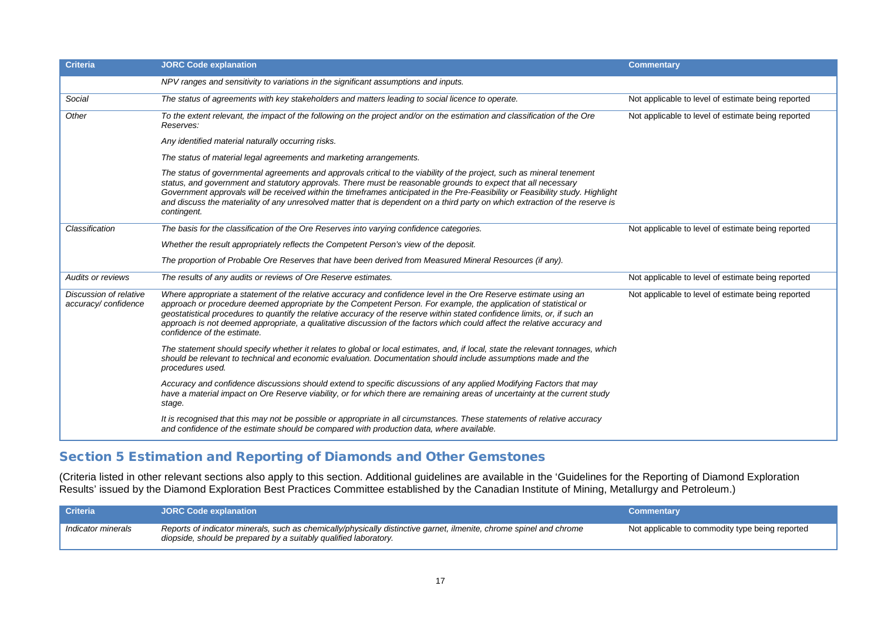| Criteria | JORC Code explanation | Commentary |
| --- | --- | --- |
| | *NPV ranges and sensitivity to variations in the significant assumptions and inputs.* | |
| *Social* | *The status of agreements with key stakeholders and matters leading to social licence to operate.* | Not applicable to level of estimate being reported |
| *Other* | *To the extent relevant, the impact of the following on the project and/or on the estimation and classification of the Ore Reserves:*<br><br>*Any identified material naturally occurring risks.*<br><br>*The status of material legal agreements and marketing arrangements.*<br><br>*The status of governmental agreements and approvals critical to the viability of the project, such as mineral tenement status, and government and statutory approvals. There must be reasonable grounds to expect that all necessary Government approvals will be received within the timeframes anticipated in the Pre-Feasibility or Feasibility study. Highlight and discuss the materiality of any unresolved matter that is dependent on a third party on which extraction of the reserve is contingent.* | Not applicable to level of estimate being reported |
| *Classification* | *The basis for the classification of the Ore Reserves into varying confidence categories.*<br><br>*Whether the result appropriately reflects the Competent Person's view of the deposit.*<br><br>*The proportion of Probable Ore Reserves that have been derived from Measured Mineral Resources (if any).* | Not applicable to level of estimate being reported |
| *Audits or reviews* | *The results of any audits or reviews of Ore Reserve estimates.* | Not applicable to level of estimate being reported |
| *Discussion of relative accuracy/ confidence* | *Where appropriate a statement of the relative accuracy and confidence level in the Ore Reserve estimate using an approach or procedure deemed appropriate by the Competent Person. For example, the application of statistical or geostatistical procedures to quantify the relative accuracy of the reserve within stated confidence limits, or, if such an approach is not deemed appropriate, a qualitative discussion of the factors which could affect the relative accuracy and confidence of the estimate.*<br><br>*The statement should specify whether it relates to global or local estimates, and, if local, state the relevant tonnages, which should be relevant to technical and economic evaluation. Documentation should include assumptions made and the procedures used.*<br><br>*Accuracy and confidence discussions should extend to specific discussions of any applied Modifying Factors that may have a material impact on Ore Reserve viability, or for which there are remaining areas of uncertainty at the current study stage.*<br><br>*It is recognised that this may not be possible or appropriate in all circumstances. These statements of relative accuracy and confidence of the estimate should be compared with production data, where available.* | Not applicable to level of estimate being reported |

## Section 5 Estimation and Reporting of Diamonds and Other Gemstones

(Criteria listed in other relevant sections also apply to this section. Additional guidelines are available in the 'Guidelines for the Reporting of Diamond Exploration Results' issued by the Diamond Exploration Best Practices Committee established by the Canadian Institute of Mining, Metallurgy and Petroleum.)

| Criteria | JORC Code explanation | Commentary |
| --- | --- | --- |
| *Indicator minerals* | *Reports of indicator minerals, such as chemically/physically distinctive garnet, ilmenite, chrome spinel and chrome diopside, should be prepared by a suitably qualified laboratory.* | Not applicable to commodity type being reported |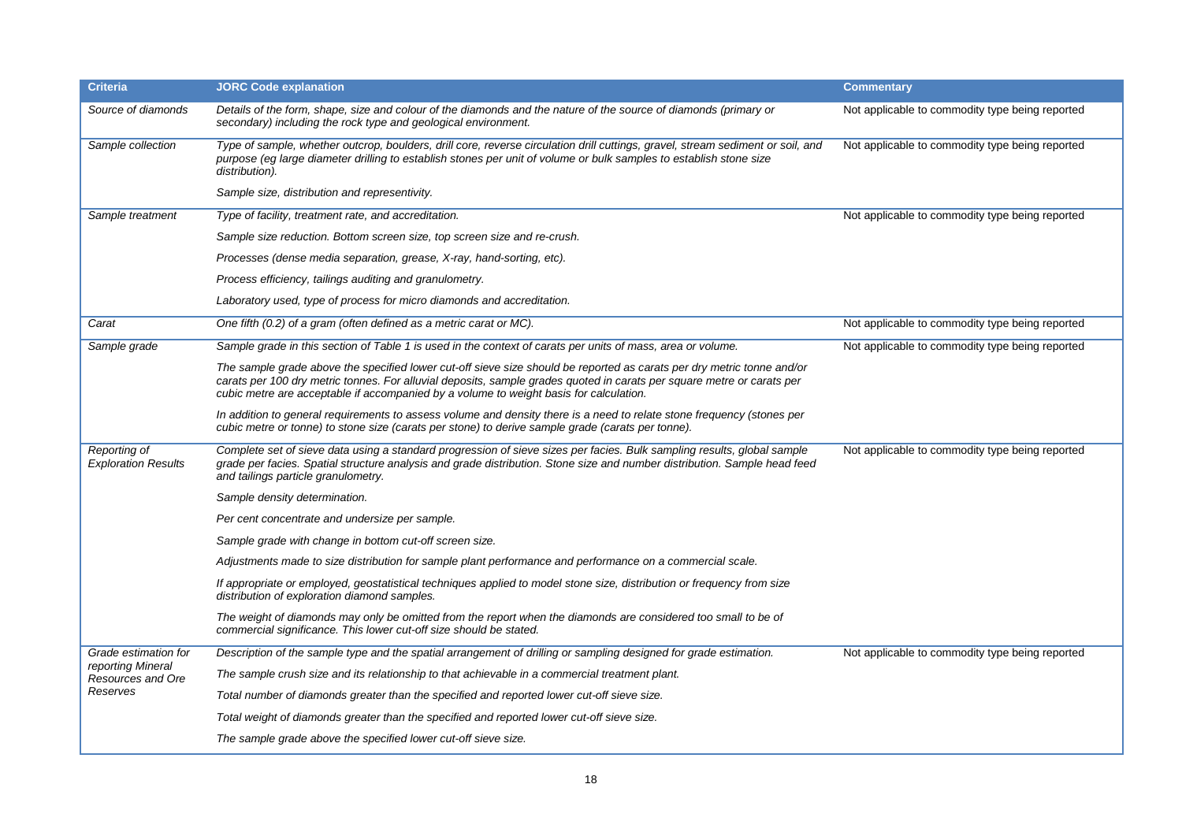| Criteria | JORC Code explanation | Commentary |
|---|---|---|
| *Source of diamonds* | *Details of the form, shape, size and colour of the diamonds and the nature of the source of diamonds (primary or secondary) including the rock type and geological environment.* | Not applicable to commodity type being reported |
| *Sample collection* | *Type of sample, whether outcrop, boulders, drill core, reverse circulation drill cuttings, gravel, stream sediment or soil, and purpose (eg large diameter drilling to establish stones per unit of volume or bulk samples to establish stone size distribution).*<br><br>*Sample size, distribution and representivity.* | Not applicable to commodity type being reported |
| *Sample treatment* | *Type of facility, treatment rate, and accreditation.*<br><br>*Sample size reduction. Bottom screen size, top screen size and re-crush.*<br><br>*Processes (dense media separation, grease, X-ray, hand-sorting, etc).*<br><br>*Process efficiency, tailings auditing and granulometry.*<br><br>*Laboratory used, type of process for micro diamonds and accreditation.* | Not applicable to commodity type being reported |
| *Carat* | *One fifth (0.2) of a gram (often defined as a metric carat or MC).* | Not applicable to commodity type being reported |
| *Sample grade* | *Sample grade in this section of Table 1 is used in the context of carats per units of mass, area or volume.*<br><br>*The sample grade above the specified lower cut-off sieve size should be reported as carats per dry metric tonne and/or carats per 100 dry metric tonnes. For alluvial deposits, sample grades quoted in carats per square metre or carats per cubic metre are acceptable if accompanied by a volume to weight basis for calculation.*<br><br>*In addition to general requirements to assess volume and density there is a need to relate stone frequency (stones per cubic metre or tonne) to stone size (carats per stone) to derive sample grade (carats per tonne).* | Not applicable to commodity type being reported |
| *Reporting of Exploration Results* | *Complete set of sieve data using a standard progression of sieve sizes per facies. Bulk sampling results, global sample grade per facies. Spatial structure analysis and grade distribution. Stone size and number distribution. Sample head feed and tailings particle granulometry.*<br><br>*Sample density determination.*<br><br>*Per cent concentrate and undersize per sample.*<br><br>*Sample grade with change in bottom cut-off screen size.*<br><br>*Adjustments made to size distribution for sample plant performance and performance on a commercial scale.*<br><br>*If appropriate or employed, geostatistical techniques applied to model stone size, distribution or frequency from size distribution of exploration diamond samples.*<br><br>*The weight of diamonds may only be omitted from the report when the diamonds are considered too small to be of commercial significance. This lower cut-off size should be stated.* | Not applicable to commodity type being reported |
| *Grade estimation for reporting Mineral Resources and Ore Reserves* | *Description of the sample type and the spatial arrangement of drilling or sampling designed for grade estimation.*<br><br>*The sample crush size and its relationship to that achievable in a commercial treatment plant.*<br><br>*Total number of diamonds greater than the specified and reported lower cut-off sieve size.*<br><br>*Total weight of diamonds greater than the specified and reported lower cut-off sieve size.*<br><br>*The sample grade above the specified lower cut-off sieve size.* | Not applicable to commodity type being reported |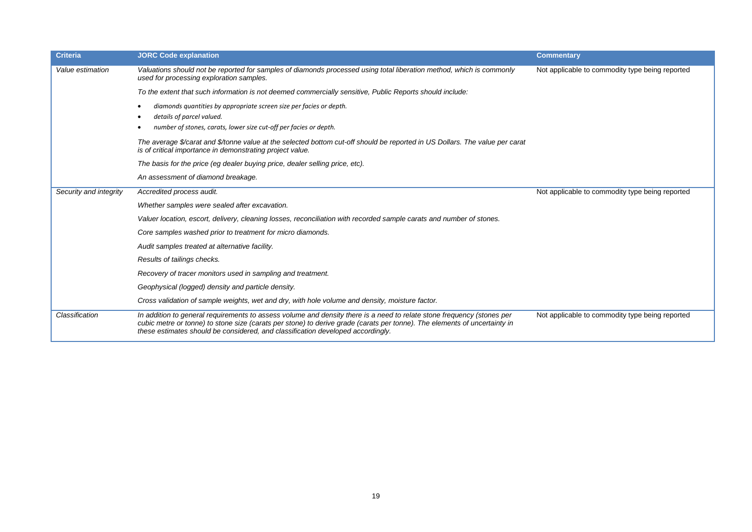| Criteria | JORC Code explanation | Commentary |
| --- | --- | --- |
| *Value estimation* | *Valuations should not be reported for samples of diamonds processed using total liberation method, which is commonly used for processing exploration samples.*<br>*To the extent that such information is not deemed commercially sensitive, Public Reports should include:*<br>• *diamonds quantities by appropriate screen size per facies or depth.*<br>• *details of parcel valued.*<br>• *number of stones, carats, lower size cut-off per facies or depth.*<br>*The average $/carat and $/tonne value at the selected bottom cut-off should be reported in US Dollars. The value per carat is of critical importance in demonstrating project value.*<br>*The basis for the price (eg dealer buying price, dealer selling price, etc).*<br>*An assessment of diamond breakage.* | Not applicable to commodity type being reported |
| *Security and integrity* | *Accredited process audit.*<br>*Whether samples were sealed after excavation.*<br>*Valuer location, escort, delivery, cleaning losses, reconciliation with recorded sample carats and number of stones.*<br>*Core samples washed prior to treatment for micro diamonds.*<br>*Audit samples treated at alternative facility.*<br>*Results of tailings checks.*<br>*Recovery of tracer monitors used in sampling and treatment.*<br>*Geophysical (logged) density and particle density.*<br>*Cross validation of sample weights, wet and dry, with hole volume and density, moisture factor.* | Not applicable to commodity type being reported |
| *Classification* | *In addition to general requirements to assess volume and density there is a need to relate stone frequency (stones per cubic metre or tonne) to stone size (carats per stone) to derive grade (carats per tonne). The elements of uncertainty in these estimates should be considered, and classification developed accordingly.* | Not applicable to commodity type being reported |